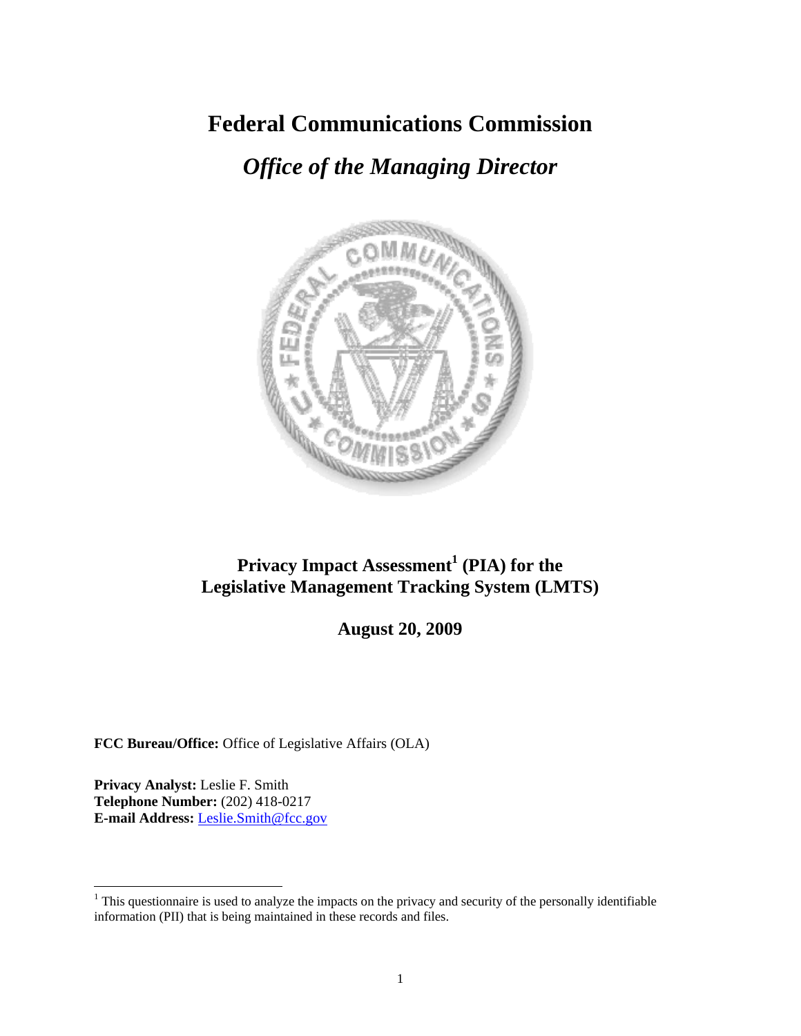# Federal Communications Commission

## *Office of the Managing Director*

**Privacy Impact Assessment[1] (PIA) for the Legislative Management Tracking System (LMTS)**

**August 20, 2009**

**FCC Bureau/Office:** Office of Legislative Affairs (OLA)

**Privacy Analyst:** Leslie F. Smith
**Telephone Number:** (202) 418-0217
**E-mail Address:** Leslie.Smith@fcc.gov

---

[1] This questionnaire is used to analyze the impacts on the privacy and security of the personally identifiable information (PII) that is being maintained in these records and files.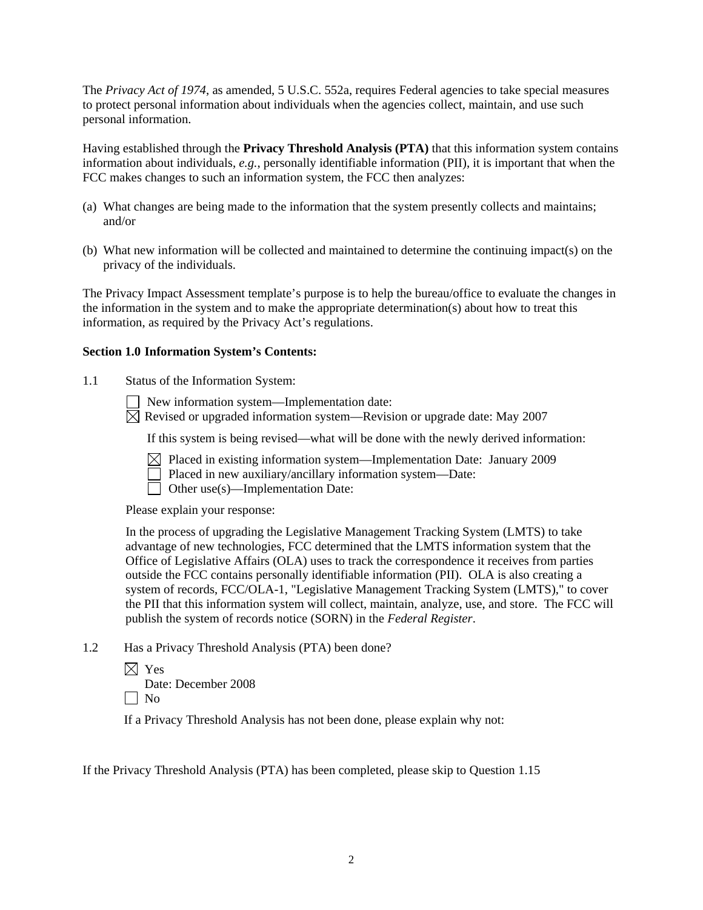The *Privacy Act of 1974*, as amended, 5 U.S.C. 552a, requires Federal agencies to take special measures to protect personal information about individuals when the agencies collect, maintain, and use such personal information.

Having established through the **Privacy Threshold Analysis (PTA)** that this information system contains information about individuals, *e.g.*, personally identifiable information (PII), it is important that when the FCC makes changes to such an information system, the FCC then analyzes:

(a) What changes are being made to the information that the system presently collects and maintains; and/or

(b) What new information will be collected and maintained to determine the continuing impact(s) on the privacy of the individuals.

The Privacy Impact Assessment template's purpose is to help the bureau/office to evaluate the changes in the information in the system and to make the appropriate determination(s) about how to treat this information, as required by the Privacy Act's regulations.

**Section 1.0 Information System's Contents:**

1.1 Status of the Information System:

☐ New information system—Implementation date:
☒ Revised or upgraded information system—Revision or upgrade date: May 2007

If this system is being revised—what will be done with the newly derived information:

☒ Placed in existing information system—Implementation Date: January 2009
☐ Placed in new auxiliary/ancillary information system—Date:
☐ Other use(s)—Implementation Date:

Please explain your response:

In the process of upgrading the Legislative Management Tracking System (LMTS) to take advantage of new technologies, FCC determined that the LMTS information system that the Office of Legislative Affairs (OLA) uses to track the correspondence it receives from parties outside the FCC contains personally identifiable information (PII). OLA is also creating a system of records, FCC/OLA-1, "Legislative Management Tracking System (LMTS)," to cover the PII that this information system will collect, maintain, analyze, use, and store. The FCC will publish the system of records notice (SORN) in the *Federal Register*.

1.2 Has a Privacy Threshold Analysis (PTA) been done?

☒ Yes
Date: December 2008
☐ No

If a Privacy Threshold Analysis has not been done, please explain why not:

If the Privacy Threshold Analysis (PTA) has been completed, please skip to Question 1.15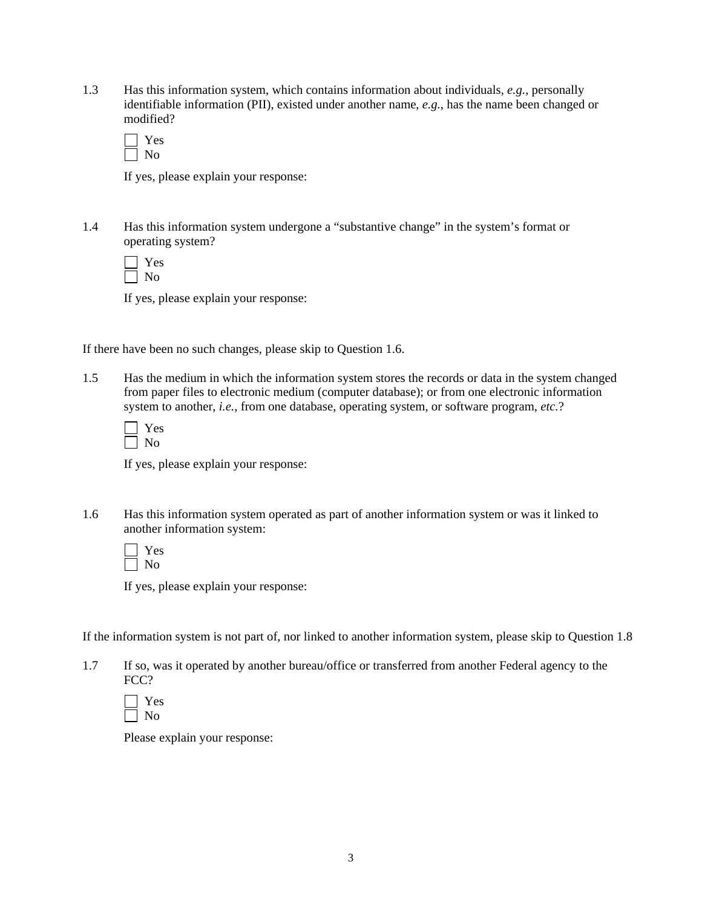1.3 Has this information system, which contains information about individuals, *e.g.*, personally identifiable information (PII), existed under another name, *e.g.*, has the name been changed or modified?

☐ Yes
☐ No

If yes, please explain your response:

1.4 Has this information system undergone a "substantive change" in the system's format or operating system?

☐ Yes
☐ No

If yes, please explain your response:

If there have been no such changes, please skip to Question 1.6.

1.5 Has the medium in which the information system stores the records or data in the system changed from paper files to electronic medium (computer database); or from one electronic information system to another, *i.e.*, from one database, operating system, or software program, *etc.*?

☐ Yes
☐ No

If yes, please explain your response:

1.6 Has this information system operated as part of another information system or was it linked to another information system:

☐ Yes
☐ No

If yes, please explain your response:

If the information system is not part of, nor linked to another information system, please skip to Question 1.8

1.7 If so, was it operated by another bureau/office or transferred from another Federal agency to the FCC?

☐ Yes
☐ No

Please explain your response: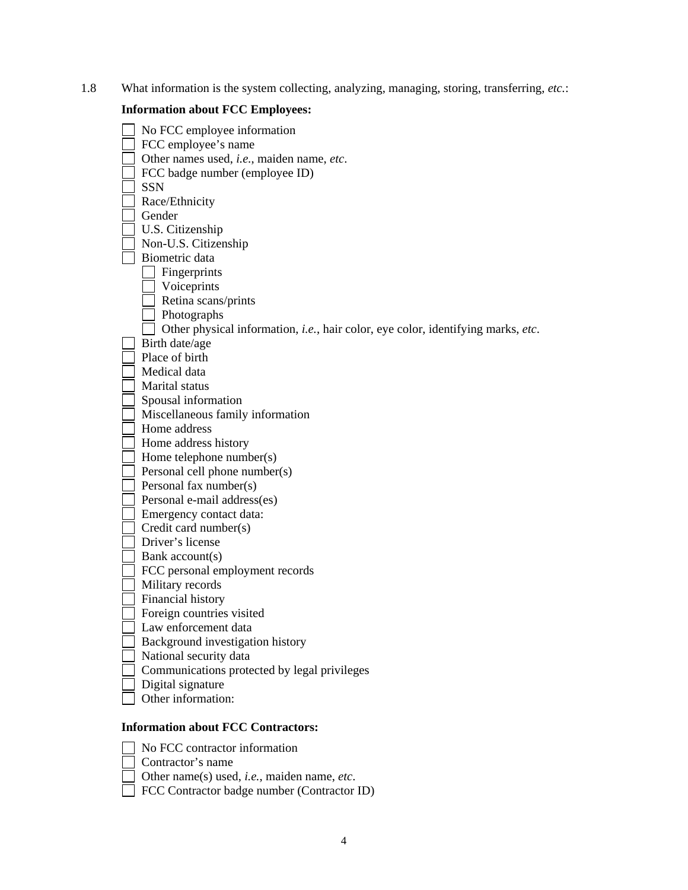1.8 What information is the system collecting, analyzing, managing, storing, transferring, *etc.*:

**Information about FCC Employees:**

- [ ] No FCC employee information
- [ ] FCC employee's name
- [ ] Other names used, *i.e.*, maiden name, *etc*.
- [ ] FCC badge number (employee ID)
- [ ] SSN
- [ ] Race/Ethnicity
- [ ] Gender
- [ ] U.S. Citizenship
- [ ] Non-U.S. Citizenship
- [ ] Biometric data
  - [ ] Fingerprints
  - [ ] Voiceprints
  - [ ] Retina scans/prints
  - [ ] Photographs
  - [ ] Other physical information, *i.e.*, hair color, eye color, identifying marks, *etc*.
- [ ] Birth date/age
- [ ] Place of birth
- [ ] Medical data
- [ ] Marital status
- [ ] Spousal information
- [ ] Miscellaneous family information
- [ ] Home address
- [ ] Home address history
- [ ] Home telephone number(s)
- [ ] Personal cell phone number(s)
- [ ] Personal fax number(s)
- [ ] Personal e-mail address(es)
- [ ] Emergency contact data:
- [ ] Credit card number(s)
- [ ] Driver's license
- [ ] Bank account(s)
- [ ] FCC personal employment records
- [ ] Military records
- [ ] Financial history
- [ ] Foreign countries visited
- [ ] Law enforcement data
- [ ] Background investigation history
- [ ] National security data
- [ ] Communications protected by legal privileges
- [ ] Digital signature
- [ ] Other information:

**Information about FCC Contractors:**

- [ ] No FCC contractor information
- [ ] Contractor's name
- [ ] Other name(s) used, *i.e.*, maiden name, *etc*.
- [ ] FCC Contractor badge number (Contractor ID)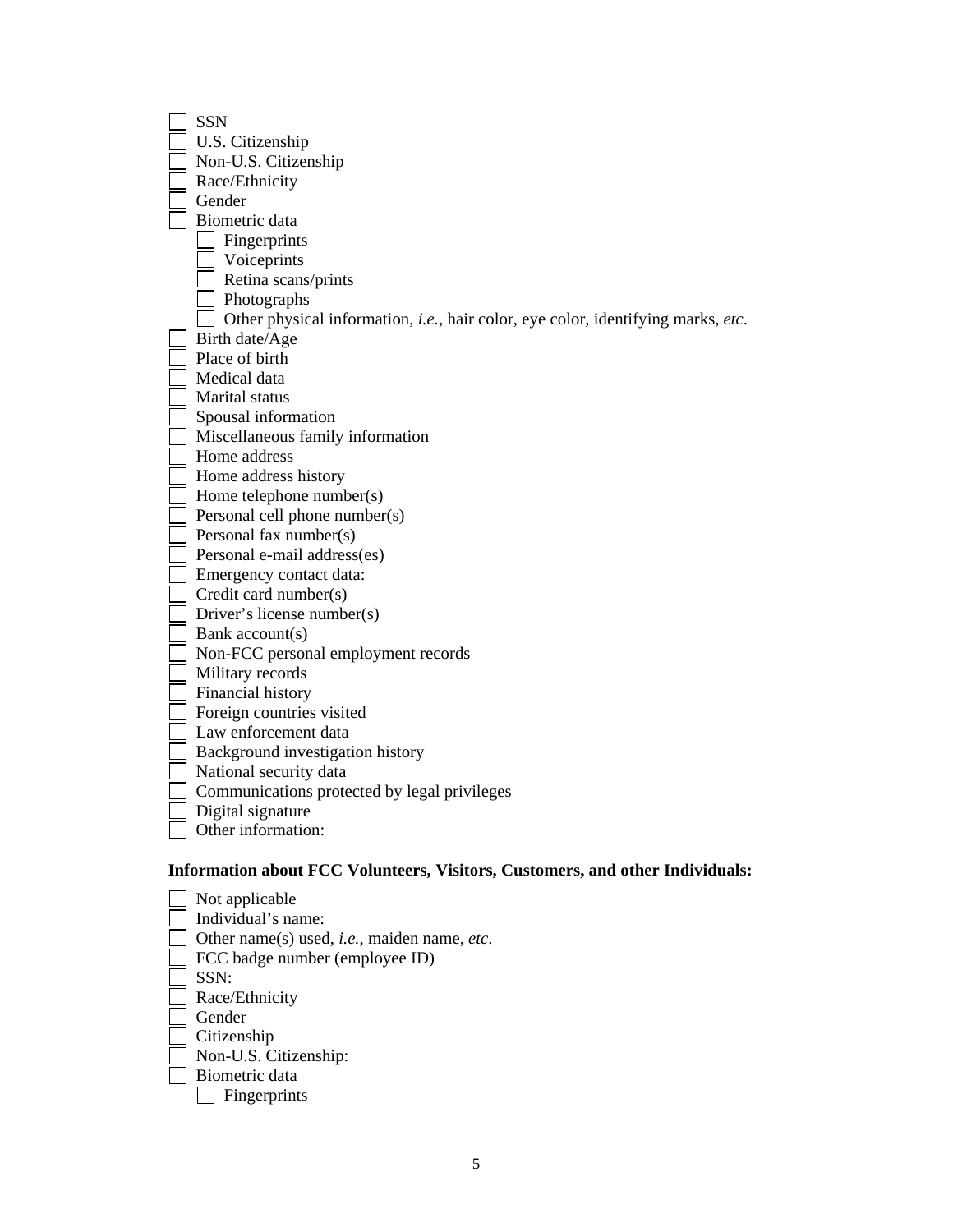- [ ] SSN
- [ ] U.S. Citizenship
- [ ] Non-U.S. Citizenship
- [ ] Race/Ethnicity
- [ ] Gender
- [ ] Biometric data
  - [ ] Fingerprints
  - [ ] Voiceprints
  - [ ] Retina scans/prints
  - [ ] Photographs
  - [ ] Other physical information, *i.e.*, hair color, eye color, identifying marks, *etc*.
- [ ] Birth date/Age
- [ ] Place of birth
- [ ] Medical data
- [ ] Marital status
- [ ] Spousal information
- [ ] Miscellaneous family information
- [ ] Home address
- [ ] Home address history
- [ ] Home telephone number(s)
- [ ] Personal cell phone number(s)
- [ ] Personal fax number(s)
- [ ] Personal e-mail address(es)
- [ ] Emergency contact data:
- [ ] Credit card number(s)
- [ ] Driver's license number(s)
- [ ] Bank account(s)
- [ ] Non-FCC personal employment records
- [ ] Military records
- [ ] Financial history
- [ ] Foreign countries visited
- [ ] Law enforcement data
- [ ] Background investigation history
- [ ] National security data
- [ ] Communications protected by legal privileges
- [ ] Digital signature
- [ ] Other information:

**Information about FCC Volunteers, Visitors, Customers, and other Individuals:**

- [ ] Not applicable
- [ ] Individual's name:
- [ ] Other name(s) used, *i.e.*, maiden name, *etc*.
- [ ] FCC badge number (employee ID)
- [ ] SSN:
- [ ] Race/Ethnicity
- [ ] Gender
- [ ] Citizenship
- [ ] Non-U.S. Citizenship:
- [ ] Biometric data
  - [ ] Fingerprints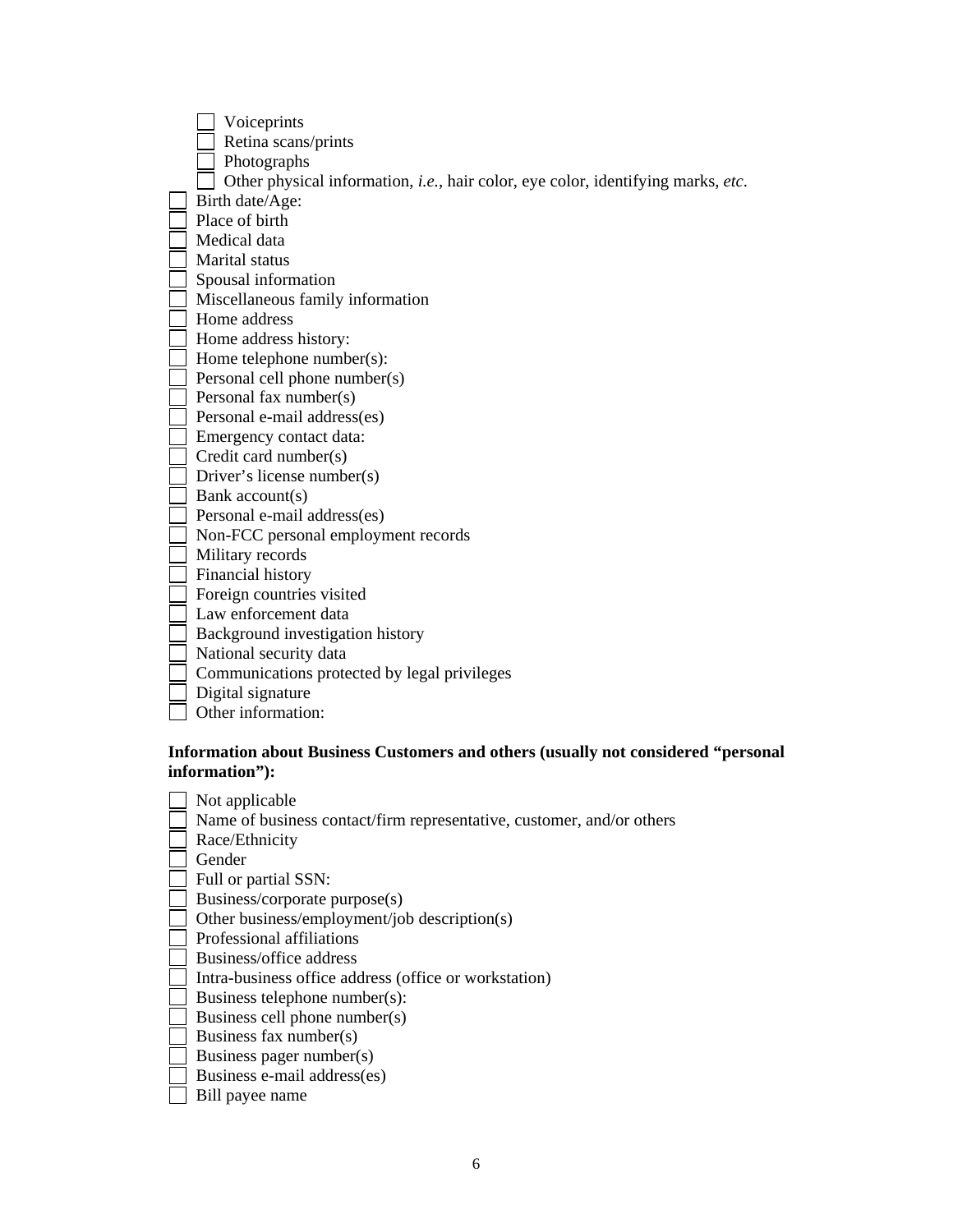- [ ] Voiceprints
  - [ ] Retina scans/prints
  - [ ] Photographs
  - [ ] Other physical information, *i.e.*, hair color, eye color, identifying marks, *etc*.
- [ ] Birth date/Age:
- [ ] Place of birth
- [ ] Medical data
- [ ] Marital status
- [ ] Spousal information
- [ ] Miscellaneous family information
- [ ] Home address
- [ ] Home address history:
- [ ] Home telephone number(s):
- [ ] Personal cell phone number(s)
- [ ] Personal fax number(s)
- [ ] Personal e-mail address(es)
- [ ] Emergency contact data:
- [ ] Credit card number(s)
- [ ] Driver's license number(s)
- [ ] Bank account(s)
- [ ] Personal e-mail address(es)
- [ ] Non-FCC personal employment records
- [ ] Military records
- [ ] Financial history
- [ ] Foreign countries visited
- [ ] Law enforcement data
- [ ] Background investigation history
- [ ] National security data
- [ ] Communications protected by legal privileges
- [ ] Digital signature
- [ ] Other information:

**Information about Business Customers and others (usually not considered "personal information"):**

- [ ] Not applicable
- [ ] Name of business contact/firm representative, customer, and/or others
- [ ] Race/Ethnicity
- [ ] Gender
- [ ] Full or partial SSN:
- [ ] Business/corporate purpose(s)
- [ ] Other business/employment/job description(s)
- [ ] Professional affiliations
- [ ] Business/office address
- [ ] Intra-business office address (office or workstation)
- [ ] Business telephone number(s):
- [ ] Business cell phone number(s)
- [ ] Business fax number(s)
- [ ] Business pager number(s)
- [ ] Business e-mail address(es)
- [ ] Bill payee name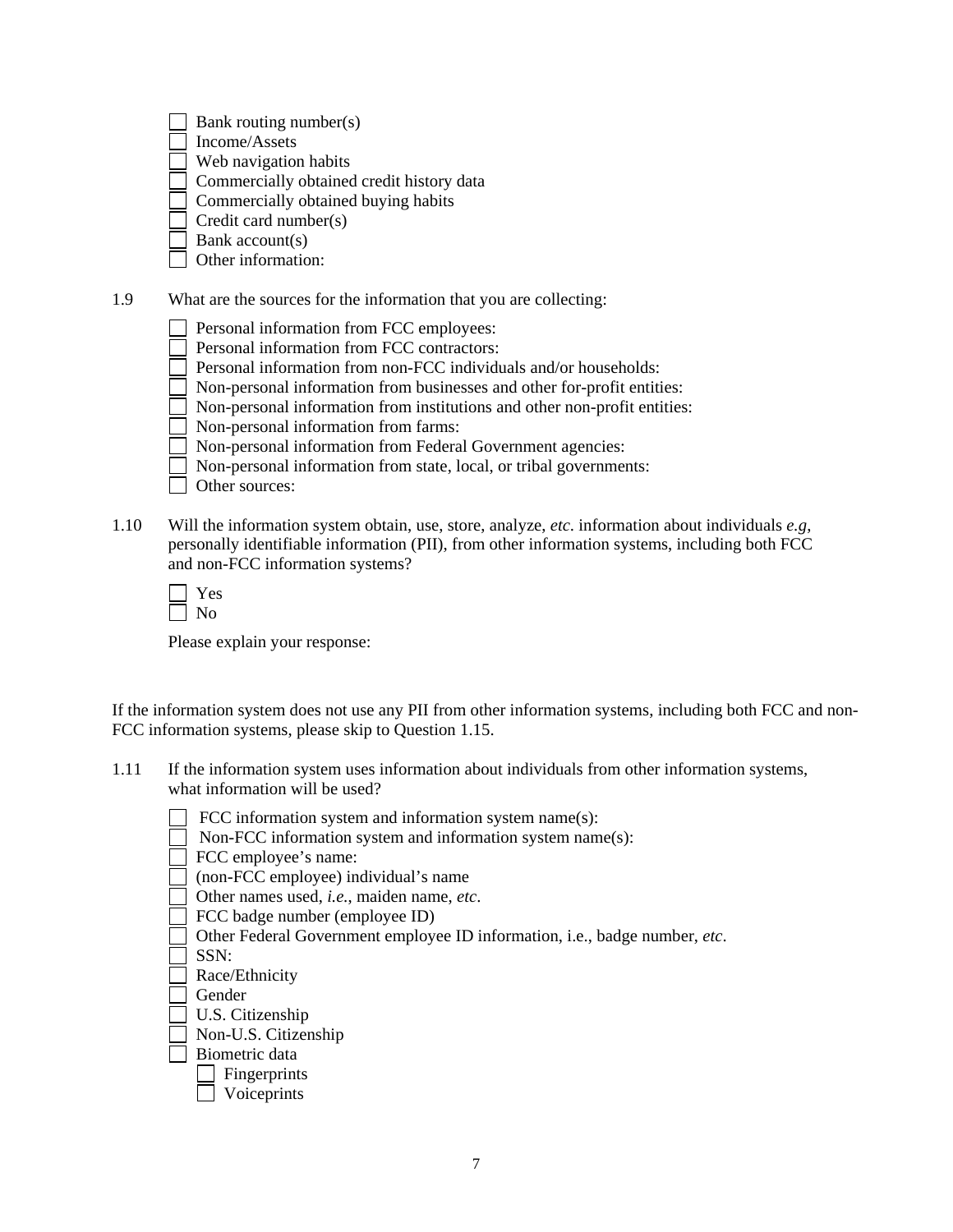- [ ] Bank routing number(s)
- [ ] Income/Assets
- [ ] Web navigation habits
- [ ] Commercially obtained credit history data
- [ ] Commercially obtained buying habits
- [ ] Credit card number(s)
- [ ] Bank account(s)
- [ ] Other information:

1.9 What are the sources for the information that you are collecting:

- [ ] Personal information from FCC employees:
- [ ] Personal information from FCC contractors:
- [ ] Personal information from non-FCC individuals and/or households:
- [ ] Non-personal information from businesses and other for-profit entities:
- [ ] Non-personal information from institutions and other non-profit entities:
- [ ] Non-personal information from farms:
- [ ] Non-personal information from Federal Government agencies:
- [ ] Non-personal information from state, local, or tribal governments:
- [ ] Other sources:

1.10 Will the information system obtain, use, store, analyze, *etc*. information about individuals *e.g*, personally identifiable information (PII), from other information systems, including both FCC and non-FCC information systems?

- [ ] Yes
- [ ] No

Please explain your response:

If the information system does not use any PII from other information systems, including both FCC and non-FCC information systems, please skip to Question 1.15.

1.11 If the information system uses information about individuals from other information systems, what information will be used?

- [ ] FCC information system and information system name(s):
- [ ] Non-FCC information system and information system name(s):
- [ ] FCC employee's name:
- [ ] (non-FCC employee) individual's name
- [ ] Other names used, *i.e.*, maiden name, *etc*.
- [ ] FCC badge number (employee ID)
- [ ] Other Federal Government employee ID information, i.e., badge number, *etc*.
- [ ] SSN:
- [ ] Race/Ethnicity
- [ ] Gender
- [ ] U.S. Citizenship
- [ ] Non-U.S. Citizenship
- [ ] Biometric data
  - [ ] Fingerprints
  - [ ] Voiceprints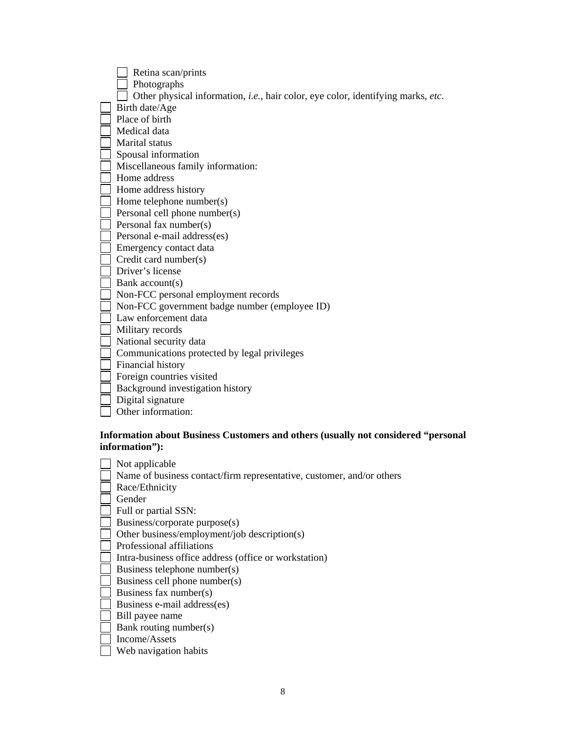- [ ] Retina scan/prints
- [ ] Photographs
- [ ] Other physical information, *i.e.*, hair color, eye color, identifying marks, *etc*.

- [ ] Birth date/Age
- [ ] Place of birth
- [ ] Medical data
- [ ] Marital status
- [ ] Spousal information
- [ ] Miscellaneous family information:
- [ ] Home address
- [ ] Home address history
- [ ] Home telephone number(s)
- [ ] Personal cell phone number(s)
- [ ] Personal fax number(s)
- [ ] Personal e-mail address(es)
- [ ] Emergency contact data
- [ ] Credit card number(s)
- [ ] Driver's license
- [ ] Bank account(s)
- [ ] Non-FCC personal employment records
- [ ] Non-FCC government badge number (employee ID)
- [ ] Law enforcement data
- [ ] Military records
- [ ] National security data
- [ ] Communications protected by legal privileges
- [ ] Financial history
- [ ] Foreign countries visited
- [ ] Background investigation history
- [ ] Digital signature
- [ ] Other information:

**Information about Business Customers and others (usually not considered "personal information"):**

- [ ] Not applicable
- [ ] Name of business contact/firm representative, customer, and/or others
- [ ] Race/Ethnicity
- [ ] Gender
- [ ] Full or partial SSN:
- [ ] Business/corporate purpose(s)
- [ ] Other business/employment/job description(s)
- [ ] Professional affiliations
- [ ] Intra-business office address (office or workstation)
- [ ] Business telephone number(s)
- [ ] Business cell phone number(s)
- [ ] Business fax number(s)
- [ ] Business e-mail address(es)
- [ ] Bill payee name
- [ ] Bank routing number(s)
- [ ] Income/Assets
- [ ] Web navigation habits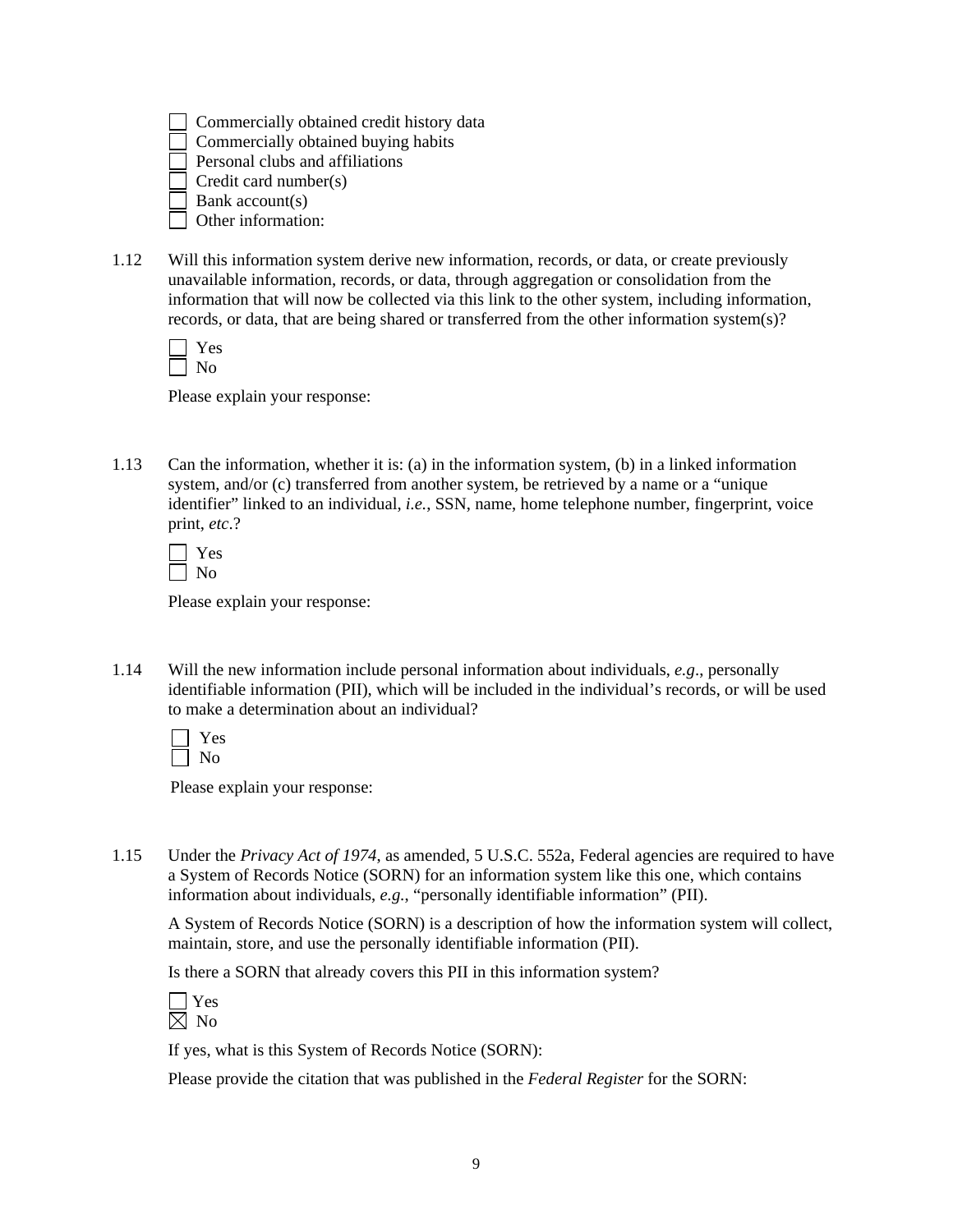- [ ] Commercially obtained credit history data
- [ ] Commercially obtained buying habits
- [ ] Personal clubs and affiliations
- [ ] Credit card number(s)
- [ ] Bank account(s)
- [ ] Other information:

1.12 Will this information system derive new information, records, or data, or create previously unavailable information, records, or data, through aggregation or consolidation from the information that will now be collected via this link to the other system, including information, records, or data, that are being shared or transferred from the other information system(s)?

- [ ] Yes
- [ ] No

Please explain your response:

1.13 Can the information, whether it is: (a) in the information system, (b) in a linked information system, and/or (c) transferred from another system, be retrieved by a name or a "unique identifier" linked to an individual, *i.e.*, SSN, name, home telephone number, fingerprint, voice print, *etc*.?

- [ ] Yes
- [ ] No

Please explain your response:

1.14 Will the new information include personal information about individuals, *e.g*., personally identifiable information (PII), which will be included in the individual's records, or will be used to make a determination about an individual?

- [ ] Yes
- [ ] No

Please explain your response:

1.15 Under the *Privacy Act of 1974*, as amended, 5 U.S.C. 552a, Federal agencies are required to have a System of Records Notice (SORN) for an information system like this one, which contains information about individuals, *e.g.*, "personally identifiable information" (PII).

A System of Records Notice (SORN) is a description of how the information system will collect, maintain, store, and use the personally identifiable information (PII).

Is there a SORN that already covers this PII in this information system?

- [ ] Yes
- [x] No

If yes, what is this System of Records Notice (SORN):

Please provide the citation that was published in the *Federal Register* for the SORN: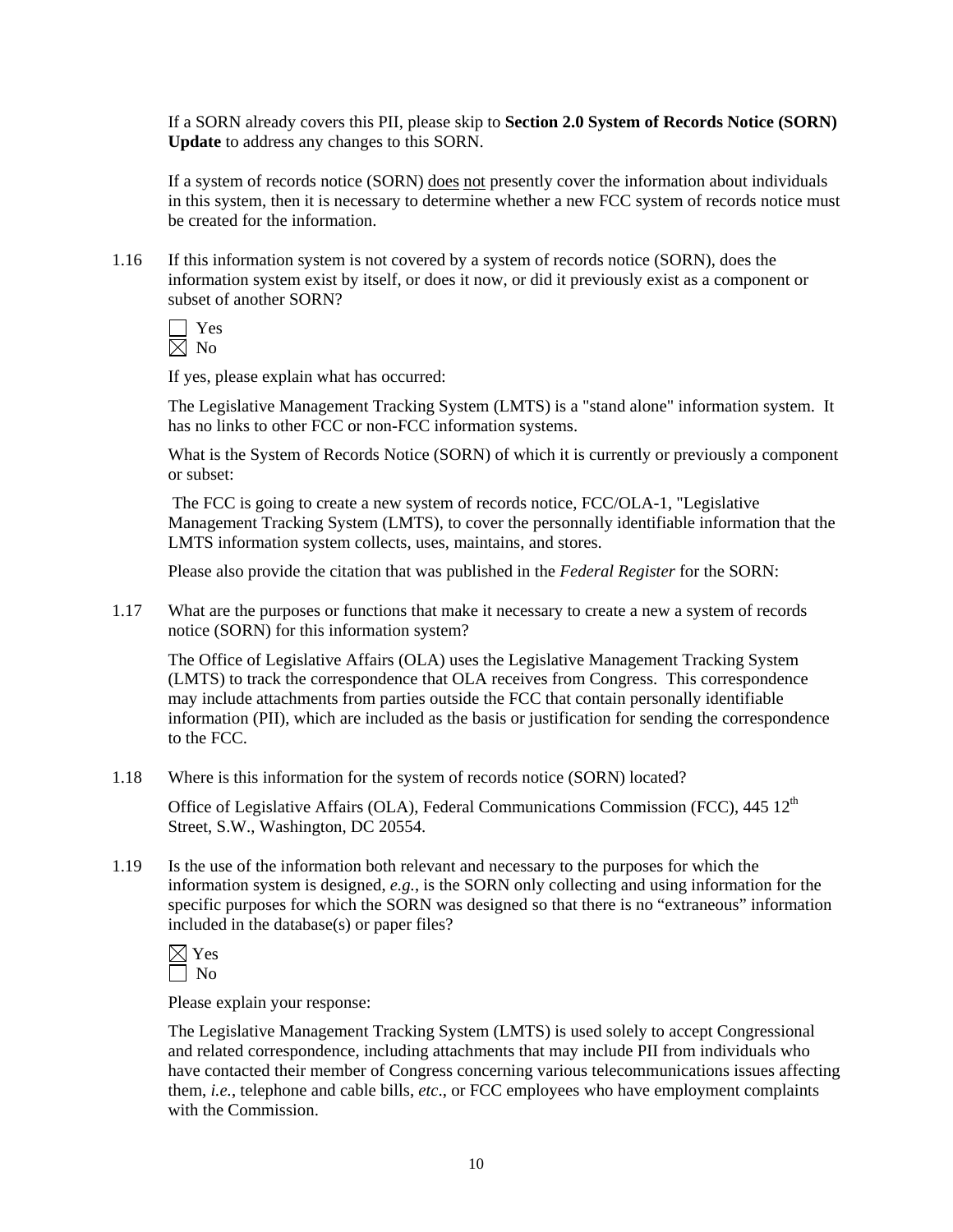If a SORN already covers this PII, please skip to **Section 2.0 System of Records Notice (SORN) Update** to address any changes to this SORN.

If a system of records notice (SORN) does not presently cover the information about individuals in this system, then it is necessary to determine whether a new FCC system of records notice must be created for the information.

1.16 If this information system is not covered by a system of records notice (SORN), does the information system exist by itself, or does it now, or did it previously exist as a component or subset of another SORN?

☐ Yes
☒ No

If yes, please explain what has occurred:

The Legislative Management Tracking System (LMTS) is a "stand alone" information system. It has no links to other FCC or non-FCC information systems.

What is the System of Records Notice (SORN) of which it is currently or previously a component or subset:

The FCC is going to create a new system of records notice, FCC/OLA-1, "Legislative Management Tracking System (LMTS), to cover the personnally identifiable information that the LMTS information system collects, uses, maintains, and stores.

Please also provide the citation that was published in the *Federal Register* for the SORN:

1.17 What are the purposes or functions that make it necessary to create a new a system of records notice (SORN) for this information system?

The Office of Legislative Affairs (OLA) uses the Legislative Management Tracking System (LMTS) to track the correspondence that OLA receives from Congress. This correspondence may include attachments from parties outside the FCC that contain personally identifiable information (PII), which are included as the basis or justification for sending the correspondence to the FCC.

1.18 Where is this information for the system of records notice (SORN) located?

Office of Legislative Affairs (OLA), Federal Communications Commission (FCC), 445 12th Street, S.W., Washington, DC 20554.

1.19 Is the use of the information both relevant and necessary to the purposes for which the information system is designed, *e.g.*, is the SORN only collecting and using information for the specific purposes for which the SORN was designed so that there is no "extraneous" information included in the database(s) or paper files?

☒ Yes
☐ No

Please explain your response:

The Legislative Management Tracking System (LMTS) is used solely to accept Congressional and related correspondence, including attachments that may include PII from individuals who have contacted their member of Congress concerning various telecommunications issues affecting them, *i.e.*, telephone and cable bills, *etc*., or FCC employees who have employment complaints with the Commission.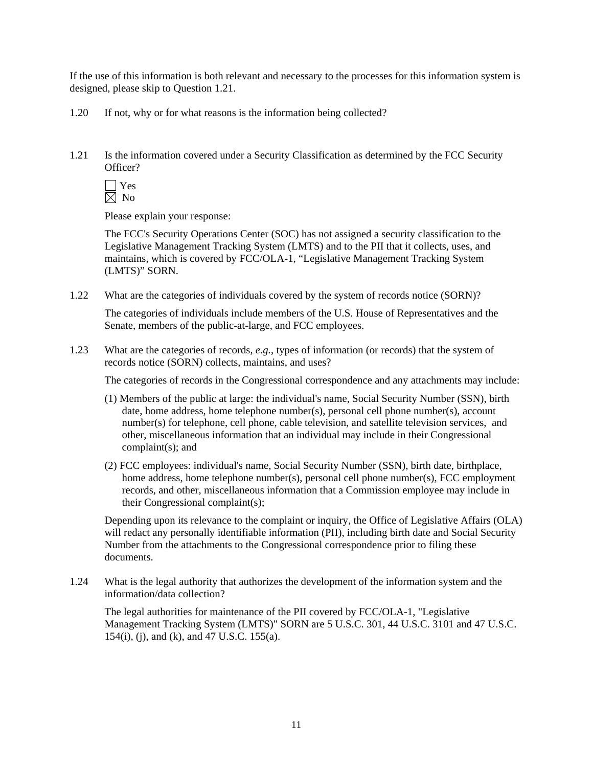If the use of this information is both relevant and necessary to the processes for this information system is designed, please skip to Question 1.21.

1.20 If not, why or for what reasons is the information being collected?

1.21 Is the information covered under a Security Classification as determined by the FCC Security Officer?

☐ Yes
☒ No

Please explain your response:

The FCC's Security Operations Center (SOC) has not assigned a security classification to the Legislative Management Tracking System (LMTS) and to the PII that it collects, uses, and maintains, which is covered by FCC/OLA-1, "Legislative Management Tracking System (LMTS)" SORN.

1.22 What are the categories of individuals covered by the system of records notice (SORN)?

The categories of individuals include members of the U.S. House of Representatives and the Senate, members of the public-at-large, and FCC employees.

1.23 What are the categories of records, *e.g.*, types of information (or records) that the system of records notice (SORN) collects, maintains, and uses?

The categories of records in the Congressional correspondence and any attachments may include:

(1) Members of the public at large: the individual's name, Social Security Number (SSN), birth date, home address, home telephone number(s), personal cell phone number(s), account number(s) for telephone, cell phone, cable television, and satellite television services, and other, miscellaneous information that an individual may include in their Congressional complaint(s); and

(2) FCC employees: individual's name, Social Security Number (SSN), birth date, birthplace, home address, home telephone number(s), personal cell phone number(s), FCC employment records, and other, miscellaneous information that a Commission employee may include in their Congressional complaint(s);

Depending upon its relevance to the complaint or inquiry, the Office of Legislative Affairs (OLA) will redact any personally identifiable information (PII), including birth date and Social Security Number from the attachments to the Congressional correspondence prior to filing these documents.

1.24 What is the legal authority that authorizes the development of the information system and the information/data collection?

The legal authorities for maintenance of the PII covered by FCC/OLA-1, "Legislative Management Tracking System (LMTS)" SORN are 5 U.S.C. 301, 44 U.S.C. 3101 and 47 U.S.C. 154(i), (j), and (k), and 47 U.S.C. 155(a).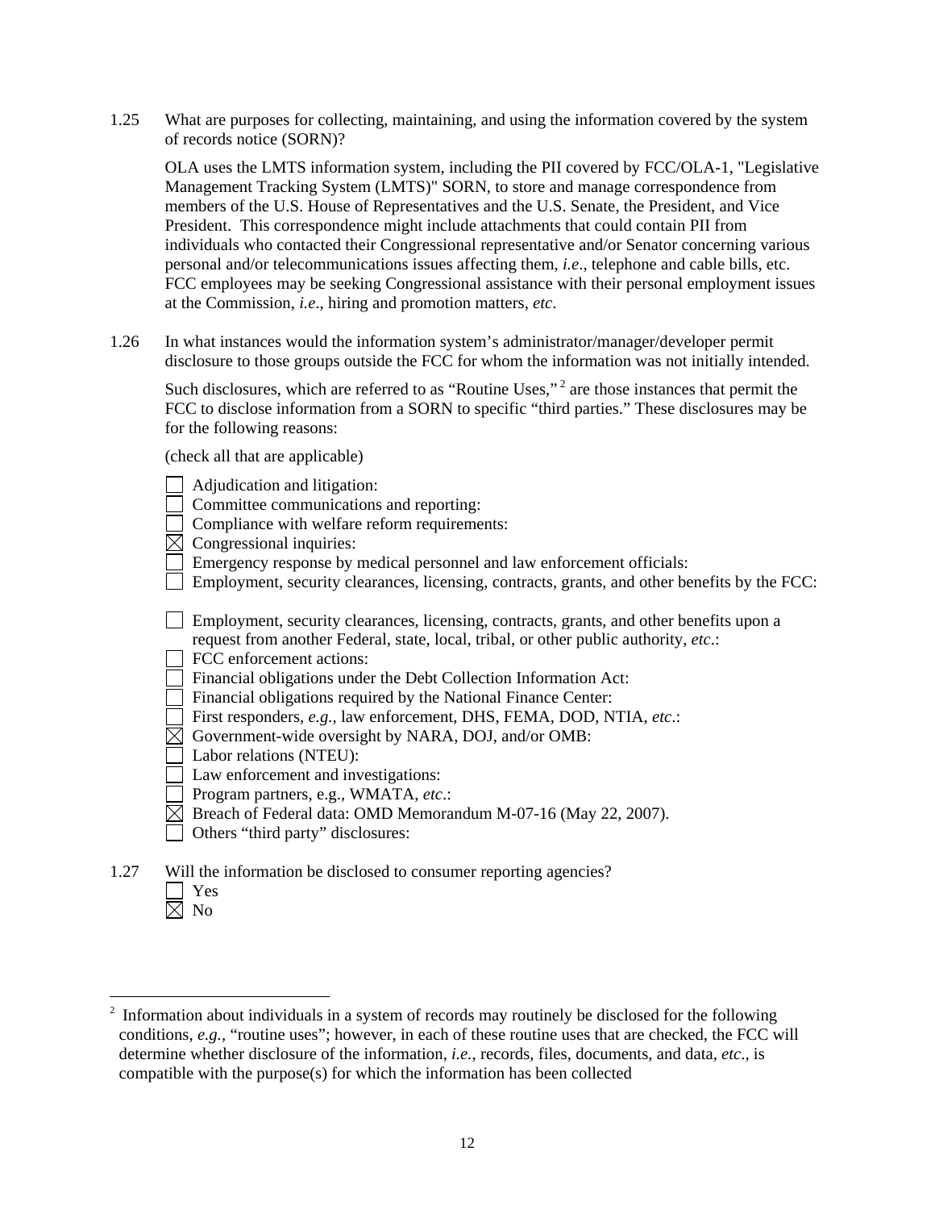1.25 What are purposes for collecting, maintaining, and using the information covered by the system of records notice (SORN)?

OLA uses the LMTS information system, including the PII covered by FCC/OLA-1, "Legislative Management Tracking System (LMTS)" SORN, to store and manage correspondence from members of the U.S. House of Representatives and the U.S. Senate, the President, and Vice President. This correspondence might include attachments that could contain PII from individuals who contacted their Congressional representative and/or Senator concerning various personal and/or telecommunications issues affecting them, *i.e*., telephone and cable bills, etc. FCC employees may be seeking Congressional assistance with their personal employment issues at the Commission, *i.e*., hiring and promotion matters, *etc*.

1.26 In what instances would the information system's administrator/manager/developer permit disclosure to those groups outside the FCC for whom the information was not initially intended.

Such disclosures, which are referred to as "Routine Uses,"[2] are those instances that permit the FCC to disclose information from a SORN to specific "third parties." These disclosures may be for the following reasons:

(check all that are applicable)

- ☐ Adjudication and litigation:
- ☐ Committee communications and reporting:
- ☐ Compliance with welfare reform requirements:
- ☒ Congressional inquiries:
- ☐ Emergency response by medical personnel and law enforcement officials:
- ☐ Employment, security clearances, licensing, contracts, grants, and other benefits by the FCC:
- ☐ Employment, security clearances, licensing, contracts, grants, and other benefits upon a request from another Federal, state, local, tribal, or other public authority, *etc*.:
- ☐ FCC enforcement actions:
- ☐ Financial obligations under the Debt Collection Information Act:
- ☐ Financial obligations required by the National Finance Center:
- ☐ First responders, *e.g.*, law enforcement, DHS, FEMA, DOD, NTIA, *etc*.:
- ☒ Government-wide oversight by NARA, DOJ, and/or OMB:
- ☐ Labor relations (NTEU):
- ☐ Law enforcement and investigations:
- ☐ Program partners, e.g., WMATA, *etc*.:
- ☒ Breach of Federal data: OMD Memorandum M-07-16 (May 22, 2007).
- ☐ Others "third party" disclosures:

1.27 Will the information be disclosed to consumer reporting agencies?

- ☐ Yes
- ☒ No

---

[2] Information about individuals in a system of records may routinely be disclosed for the following conditions, *e.g.*, "routine uses"; however, in each of these routine uses that are checked, the FCC will determine whether disclosure of the information, *i.e.*, records, files, documents, and data, *etc*., is compatible with the purpose(s) for which the information has been collected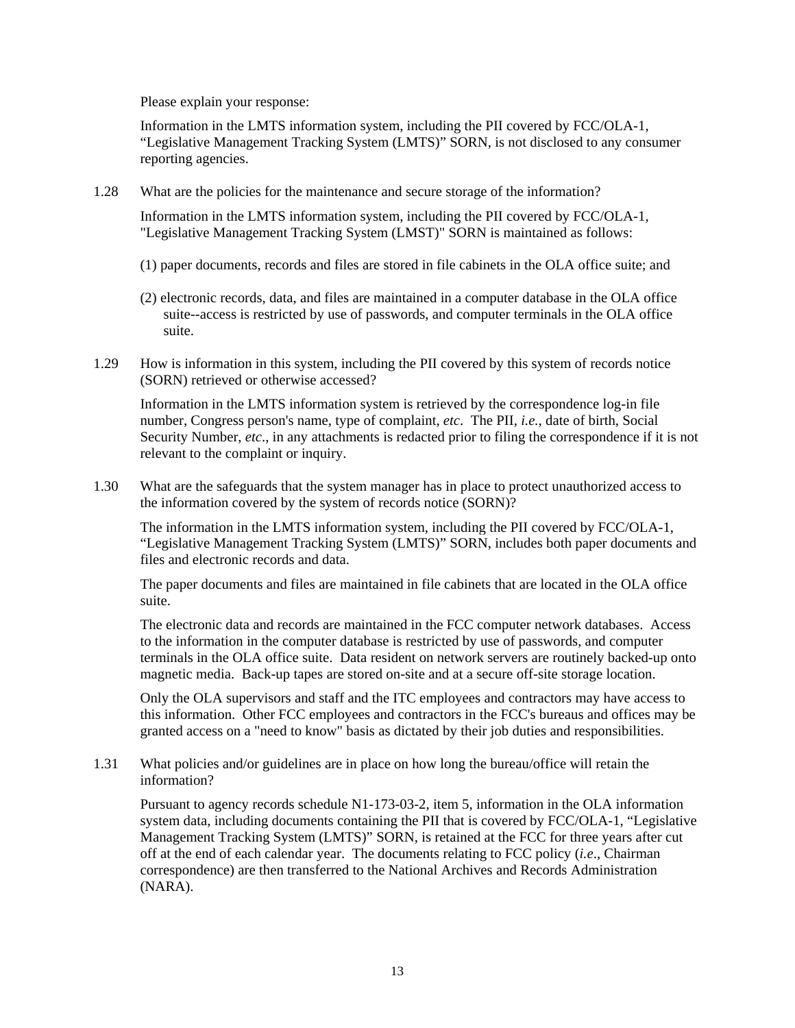Please explain your response:

Information in the LMTS information system, including the PII covered by FCC/OLA-1, “Legislative Management Tracking System (LMTS)” SORN, is not disclosed to any consumer reporting agencies.

1.28 What are the policies for the maintenance and secure storage of the information?

Information in the LMTS information system, including the PII covered by FCC/OLA-1, "Legislative Management Tracking System (LMST)" SORN is maintained as follows:

(1) paper documents, records and files are stored in file cabinets in the OLA office suite; and

(2) electronic records, data, and files are maintained in a computer database in the OLA office suite--access is restricted by use of passwords, and computer terminals in the OLA office suite.

1.29 How is information in this system, including the PII covered by this system of records notice (SORN) retrieved or otherwise accessed?

Information in the LMTS information system is retrieved by the correspondence log-in file number, Congress person's name, type of complaint, *etc*. The PII, *i.e.*, date of birth, Social Security Number, *etc*., in any attachments is redacted prior to filing the correspondence if it is not relevant to the complaint or inquiry.

1.30 What are the safeguards that the system manager has in place to protect unauthorized access to the information covered by the system of records notice (SORN)?

The information in the LMTS information system, including the PII covered by FCC/OLA-1, “Legislative Management Tracking System (LMTS)” SORN, includes both paper documents and files and electronic records and data.

The paper documents and files are maintained in file cabinets that are located in the OLA office suite.

The electronic data and records are maintained in the FCC computer network databases. Access to the information in the computer database is restricted by use of passwords, and computer terminals in the OLA office suite. Data resident on network servers are routinely backed-up onto magnetic media. Back-up tapes are stored on-site and at a secure off-site storage location.

Only the OLA supervisors and staff and the ITC employees and contractors may have access to this information. Other FCC employees and contractors in the FCC's bureaus and offices may be granted access on a "need to know" basis as dictated by their job duties and responsibilities.

1.31 What policies and/or guidelines are in place on how long the bureau/office will retain the information?

Pursuant to agency records schedule N1-173-03-2, item 5, information in the OLA information system data, including documents containing the PII that is covered by FCC/OLA-1, “Legislative Management Tracking System (LMTS)” SORN, is retained at the FCC for three years after cut off at the end of each calendar year. The documents relating to FCC policy (*i.e*., Chairman correspondence) are then transferred to the National Archives and Records Administration (NARA).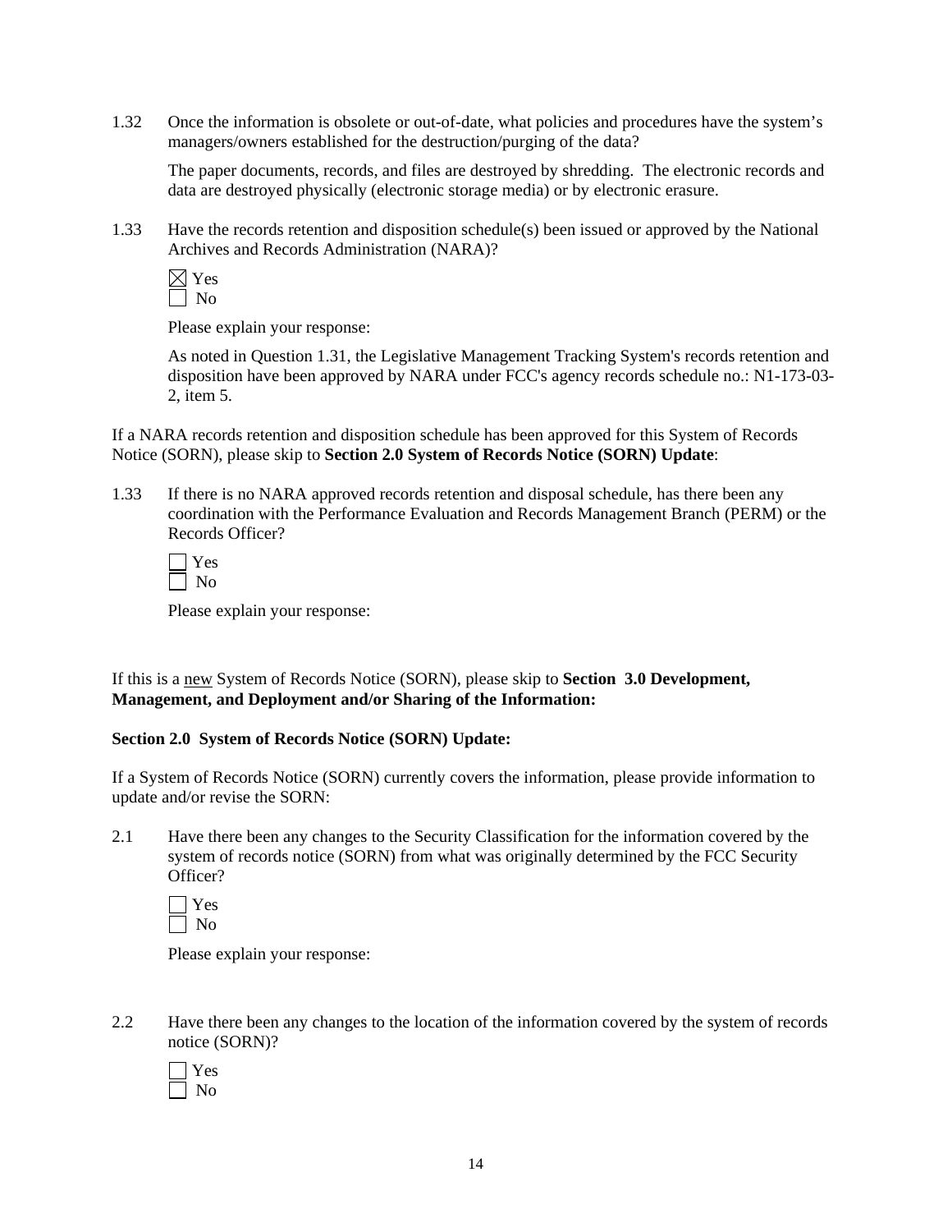1.32 Once the information is obsolete or out-of-date, what policies and procedures have the system's managers/owners established for the destruction/purging of the data?

The paper documents, records, and files are destroyed by shredding. The electronic records and data are destroyed physically (electronic storage media) or by electronic erasure.

1.33 Have the records retention and disposition schedule(s) been issued or approved by the National Archives and Records Administration (NARA)?

☒ Yes
☐ No

Please explain your response:

As noted in Question 1.31, the Legislative Management Tracking System's records retention and disposition have been approved by NARA under FCC's agency records schedule no.: N1-173-03-2, item 5.

If a NARA records retention and disposition schedule has been approved for this System of Records Notice (SORN), please skip to **Section 2.0 System of Records Notice (SORN) Update**:

1.33 If there is no NARA approved records retention and disposal schedule, has there been any coordination with the Performance Evaluation and Records Management Branch (PERM) or the Records Officer?

☐ Yes
☐ No

Please explain your response:

If this is a new System of Records Notice (SORN), please skip to **Section 3.0 Development, Management, and Deployment and/or Sharing of the Information:**

**Section 2.0 System of Records Notice (SORN) Update:**

If a System of Records Notice (SORN) currently covers the information, please provide information to update and/or revise the SORN:

2.1 Have there been any changes to the Security Classification for the information covered by the system of records notice (SORN) from what was originally determined by the FCC Security Officer?

☐ Yes
☐ No

Please explain your response:

2.2 Have there been any changes to the location of the information covered by the system of records notice (SORN)?

☐ Yes
☐ No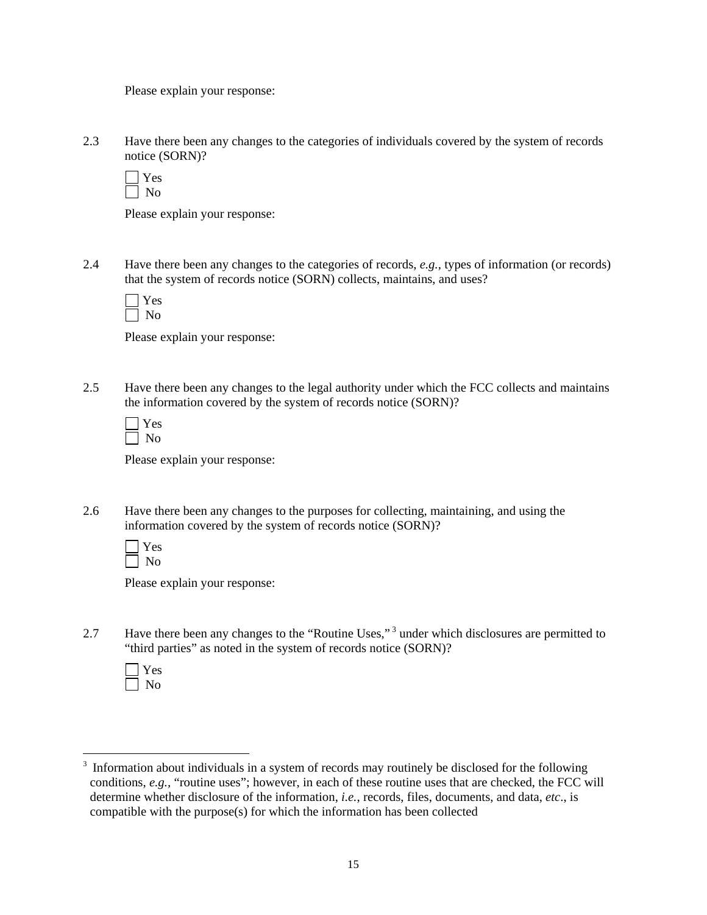Please explain your response:

2.3 Have there been any changes to the categories of individuals covered by the system of records notice (SORN)?

☐ Yes
☐ No

Please explain your response:

2.4 Have there been any changes to the categories of records, *e.g.*, types of information (or records) that the system of records notice (SORN) collects, maintains, and uses?

☐ Yes
☐ No

Please explain your response:

2.5 Have there been any changes to the legal authority under which the FCC collects and maintains the information covered by the system of records notice (SORN)?

☐ Yes
☐ No

Please explain your response:

2.6 Have there been any changes to the purposes for collecting, maintaining, and using the information covered by the system of records notice (SORN)?

☐ Yes
☐ No

Please explain your response:

2.7 Have there been any changes to the "Routine Uses,"[3] under which disclosures are permitted to "third parties" as noted in the system of records notice (SORN)?

☐ Yes
☐ No

---

[3] Information about individuals in a system of records may routinely be disclosed for the following conditions, *e.g.*, "routine uses"; however, in each of these routine uses that are checked, the FCC will determine whether disclosure of the information, *i.e.*, records, files, documents, and data, *etc*., is compatible with the purpose(s) for which the information has been collected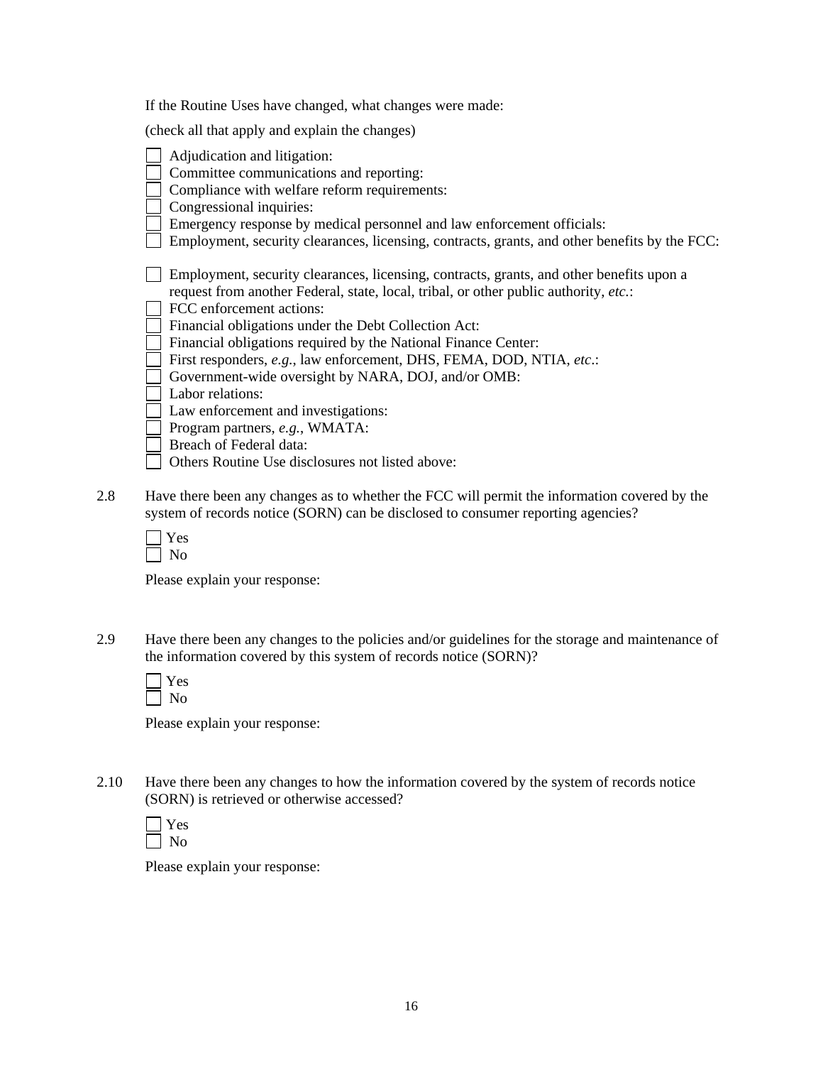If the Routine Uses have changed, what changes were made:

(check all that apply and explain the changes)

- ☐ Adjudication and litigation:
- ☐ Committee communications and reporting:
- ☐ Compliance with welfare reform requirements:
- ☐ Congressional inquiries:
- ☐ Emergency response by medical personnel and law enforcement officials:
- ☐ Employment, security clearances, licensing, contracts, grants, and other benefits by the FCC:
- ☐ Employment, security clearances, licensing, contracts, grants, and other benefits upon a request from another Federal, state, local, tribal, or other public authority, *etc.*:
- ☐ FCC enforcement actions:
- ☐ Financial obligations under the Debt Collection Act:
- ☐ Financial obligations required by the National Finance Center:
- ☐ First responders, *e.g.*, law enforcement, DHS, FEMA, DOD, NTIA, *etc*.:
- ☐ Government-wide oversight by NARA, DOJ, and/or OMB:
- ☐ Labor relations:
- ☐ Law enforcement and investigations:
- ☐ Program partners, *e.g.*, WMATA:
- ☐ Breach of Federal data:
- ☐ Others Routine Use disclosures not listed above:

2.8 Have there been any changes as to whether the FCC will permit the information covered by the system of records notice (SORN) can be disclosed to consumer reporting agencies?

- ☐ Yes
- ☐ No

Please explain your response:

2.9 Have there been any changes to the policies and/or guidelines for the storage and maintenance of the information covered by this system of records notice (SORN)?

- ☐ Yes
- ☐ No

Please explain your response:

2.10 Have there been any changes to how the information covered by the system of records notice (SORN) is retrieved or otherwise accessed?

- ☐ Yes
- ☐ No

Please explain your response: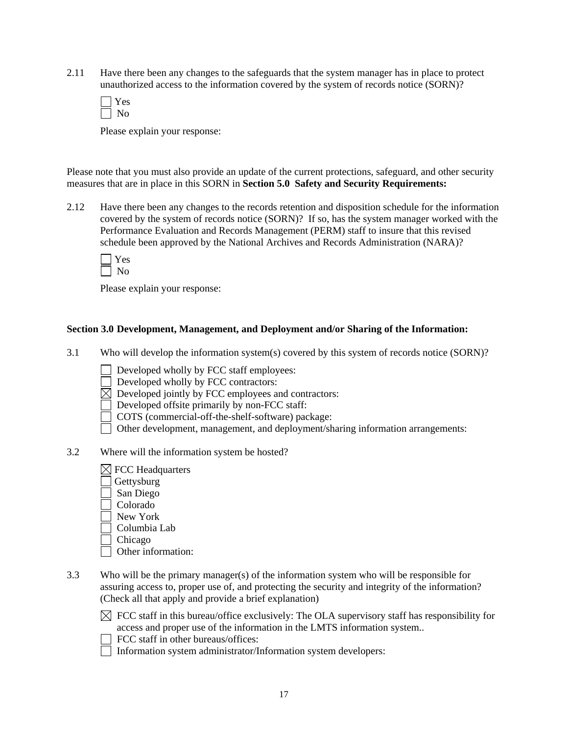2.11 Have there been any changes to the safeguards that the system manager has in place to protect unauthorized access to the information covered by the system of records notice (SORN)?

☐ Yes
☐ No

Please explain your response:

Please note that you must also provide an update of the current protections, safeguard, and other security measures that are in place in this SORN in **Section 5.0 Safety and Security Requirements:**

2.12 Have there been any changes to the records retention and disposition schedule for the information covered by the system of records notice (SORN)? If so, has the system manager worked with the Performance Evaluation and Records Management (PERM) staff to insure that this revised schedule been approved by the National Archives and Records Administration (NARA)?

☐ Yes
☐ No

Please explain your response:

**Section 3.0 Development, Management, and Deployment and/or Sharing of the Information:**

3.1 Who will develop the information system(s) covered by this system of records notice (SORN)?

☐ Developed wholly by FCC staff employees:
☐ Developed wholly by FCC contractors:
☒ Developed jointly by FCC employees and contractors:
☐ Developed offsite primarily by non-FCC staff:
☐ COTS (commercial-off-the-shelf-software) package:
☐ Other development, management, and deployment/sharing information arrangements:

3.2 Where will the information system be hosted?

☒ FCC Headquarters
☐ Gettysburg
☐ San Diego
☐ Colorado
☐ New York
☐ Columbia Lab
☐ Chicago
☐ Other information:

3.3 Who will be the primary manager(s) of the information system who will be responsible for assuring access to, proper use of, and protecting the security and integrity of the information? (Check all that apply and provide a brief explanation)

☒ FCC staff in this bureau/office exclusively: The OLA supervisory staff has responsibility for access and proper use of the information in the LMTS information system..
☐ FCC staff in other bureaus/offices:
☐ Information system administrator/Information system developers: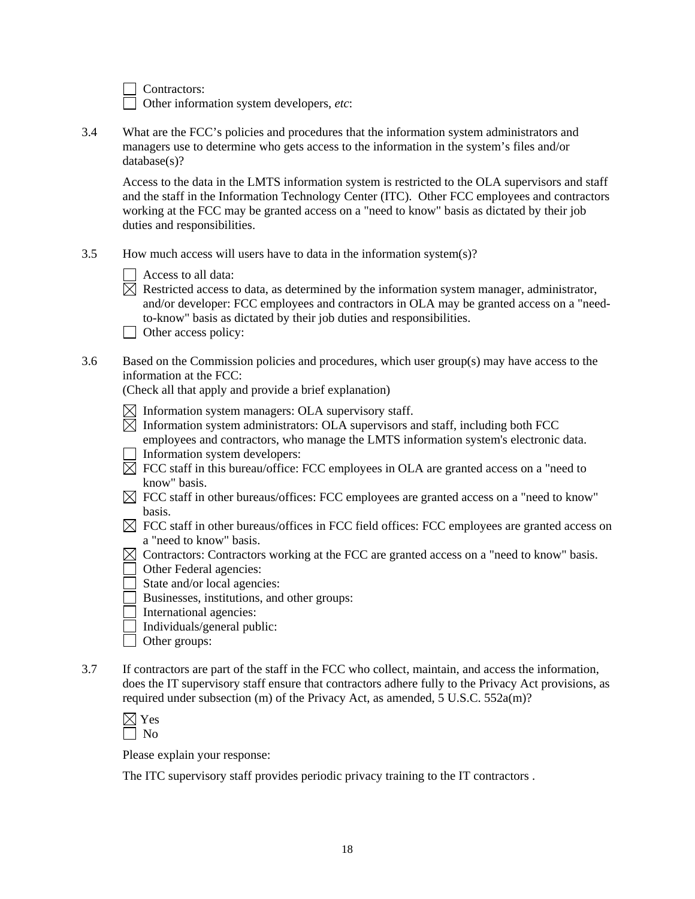☐ Contractors:
☐ Other information system developers, *etc*:

3.4 What are the FCC's policies and procedures that the information system administrators and managers use to determine who gets access to the information in the system's files and/or database(s)?

Access to the data in the LMTS information system is restricted to the OLA supervisors and staff and the staff in the Information Technology Center (ITC). Other FCC employees and contractors working at the FCC may be granted access on a "need to know" basis as dictated by their job duties and responsibilities.

3.5 How much access will users have to data in the information system(s)?

☐ Access to all data:
☒ Restricted access to data, as determined by the information system manager, administrator, and/or developer: FCC employees and contractors in OLA may be granted access on a "need-to-know" basis as dictated by their job duties and responsibilities.
☐ Other access policy:

3.6 Based on the Commission policies and procedures, which user group(s) may have access to the information at the FCC:
(Check all that apply and provide a brief explanation)

☒ Information system managers: OLA supervisory staff.
☒ Information system administrators: OLA supervisors and staff, including both FCC employees and contractors, who manage the LMTS information system's electronic data.
☐ Information system developers:
☒ FCC staff in this bureau/office: FCC employees in OLA are granted access on a "need to know" basis.
☒ FCC staff in other bureaus/offices: FCC employees are granted access on a "need to know" basis.
☒ FCC staff in other bureaus/offices in FCC field offices: FCC employees are granted access on a "need to know" basis.
☒ Contractors: Contractors working at the FCC are granted access on a "need to know" basis.
☐ Other Federal agencies:
☐ State and/or local agencies:
☐ Businesses, institutions, and other groups:
☐ International agencies:
☐ Individuals/general public:
☐ Other groups:

3.7 If contractors are part of the staff in the FCC who collect, maintain, and access the information, does the IT supervisory staff ensure that contractors adhere fully to the Privacy Act provisions, as required under subsection (m) of the Privacy Act, as amended, 5 U.S.C. 552a(m)?

☒ Yes
☐ No

Please explain your response:

The ITC supervisory staff provides periodic privacy training to the IT contractors .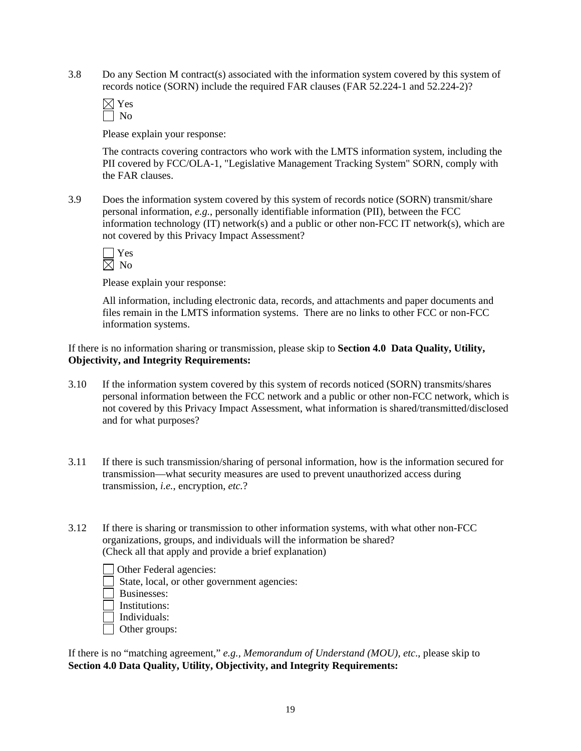3.8 Do any Section M contract(s) associated with the information system covered by this system of records notice (SORN) include the required FAR clauses (FAR 52.224-1 and 52.224-2)?

☒ Yes
☐ No

Please explain your response:

The contracts covering contractors who work with the LMTS information system, including the PII covered by FCC/OLA-1, "Legislative Management Tracking System" SORN, comply with the FAR clauses.

3.9 Does the information system covered by this system of records notice (SORN) transmit/share personal information, *e.g.*, personally identifiable information (PII), between the FCC information technology (IT) network(s) and a public or other non-FCC IT network(s), which are not covered by this Privacy Impact Assessment?

☐ Yes
☒ No

Please explain your response:

All information, including electronic data, records, and attachments and paper documents and files remain in the LMTS information systems. There are no links to other FCC or non-FCC information systems.

If there is no information sharing or transmission, please skip to **Section 4.0 Data Quality, Utility, Objectivity, and Integrity Requirements:**

3.10 If the information system covered by this system of records noticed (SORN) transmits/shares personal information between the FCC network and a public or other non-FCC network, which is not covered by this Privacy Impact Assessment, what information is shared/transmitted/disclosed and for what purposes?

3.11 If there is such transmission/sharing of personal information, how is the information secured for transmission—what security measures are used to prevent unauthorized access during transmission, *i.e.*, encryption, *etc.*?

3.12 If there is sharing or transmission to other information systems, with what other non-FCC organizations, groups, and individuals will the information be shared?
(Check all that apply and provide a brief explanation)

☐ Other Federal agencies:
☐ State, local, or other government agencies:
☐ Businesses:
☐ Institutions:
☐ Individuals:
☐ Other groups:

If there is no "matching agreement," *e.g., Memorandum of Understand (MOU), etc*., please skip to **Section 4.0 Data Quality, Utility, Objectivity, and Integrity Requirements:**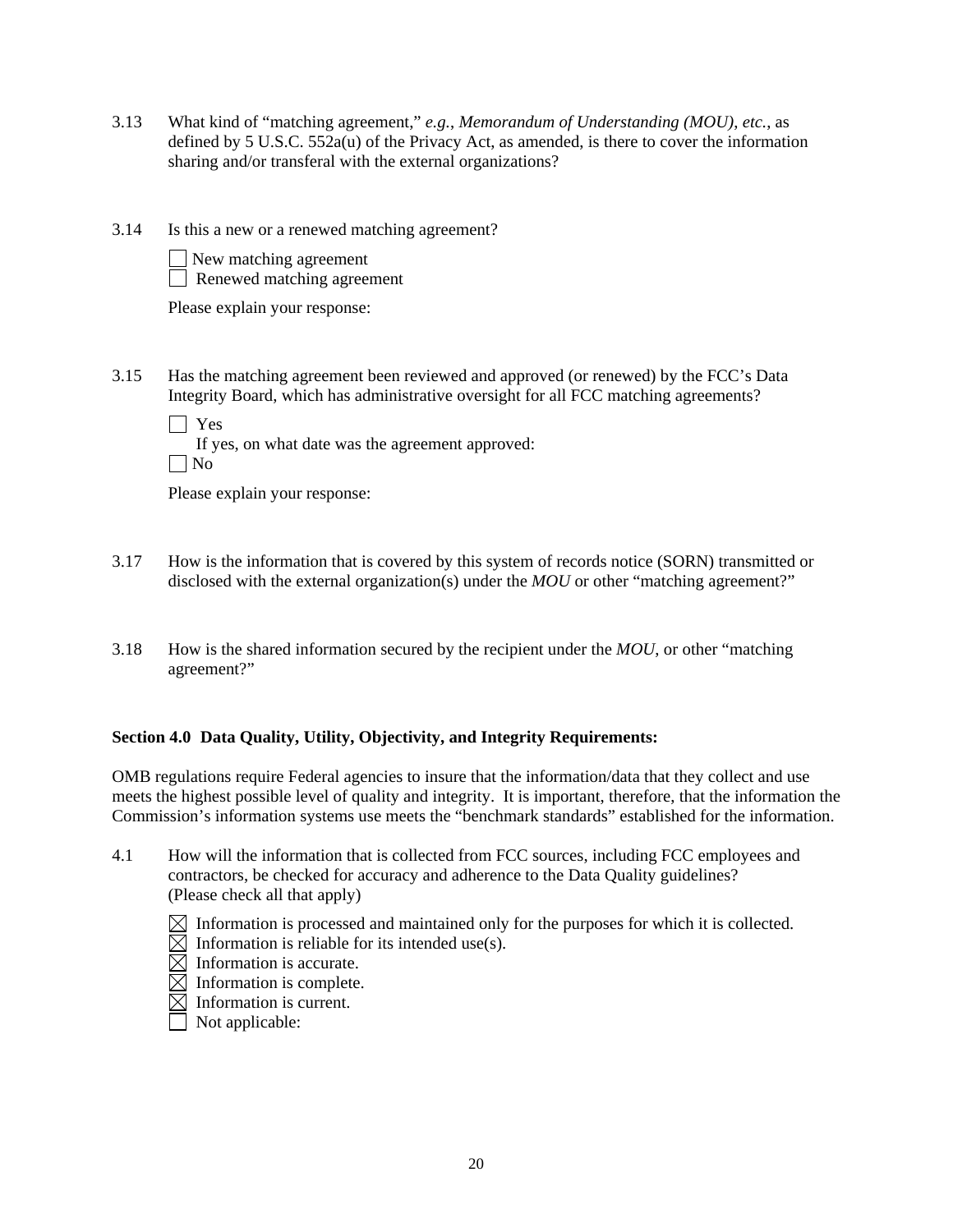3.13 What kind of "matching agreement," *e.g.*, *Memorandum of Understanding (MOU)*, *etc.*, as defined by 5 U.S.C. 552a(u) of the Privacy Act, as amended, is there to cover the information sharing and/or transferal with the external organizations?

3.14 Is this a new or a renewed matching agreement?

☐ New matching agreement
☐ Renewed matching agreement

Please explain your response:

3.15 Has the matching agreement been reviewed and approved (or renewed) by the FCC's Data Integrity Board, which has administrative oversight for all FCC matching agreements?

☐ Yes
If yes, on what date was the agreement approved:
☐ No

Please explain your response:

3.17 How is the information that is covered by this system of records notice (SORN) transmitted or disclosed with the external organization(s) under the *MOU* or other "matching agreement?"

3.18 How is the shared information secured by the recipient under the *MOU*, or other "matching agreement?"

**Section 4.0 Data Quality, Utility, Objectivity, and Integrity Requirements:**

OMB regulations require Federal agencies to insure that the information/data that they collect and use meets the highest possible level of quality and integrity. It is important, therefore, that the information the Commission's information systems use meets the "benchmark standards" established for the information.

4.1 How will the information that is collected from FCC sources, including FCC employees and contractors, be checked for accuracy and adherence to the Data Quality guidelines? (Please check all that apply)

☒ Information is processed and maintained only for the purposes for which it is collected.
☒ Information is reliable for its intended use(s).
☒ Information is accurate.
☒ Information is complete.
☒ Information is current.
☐ Not applicable: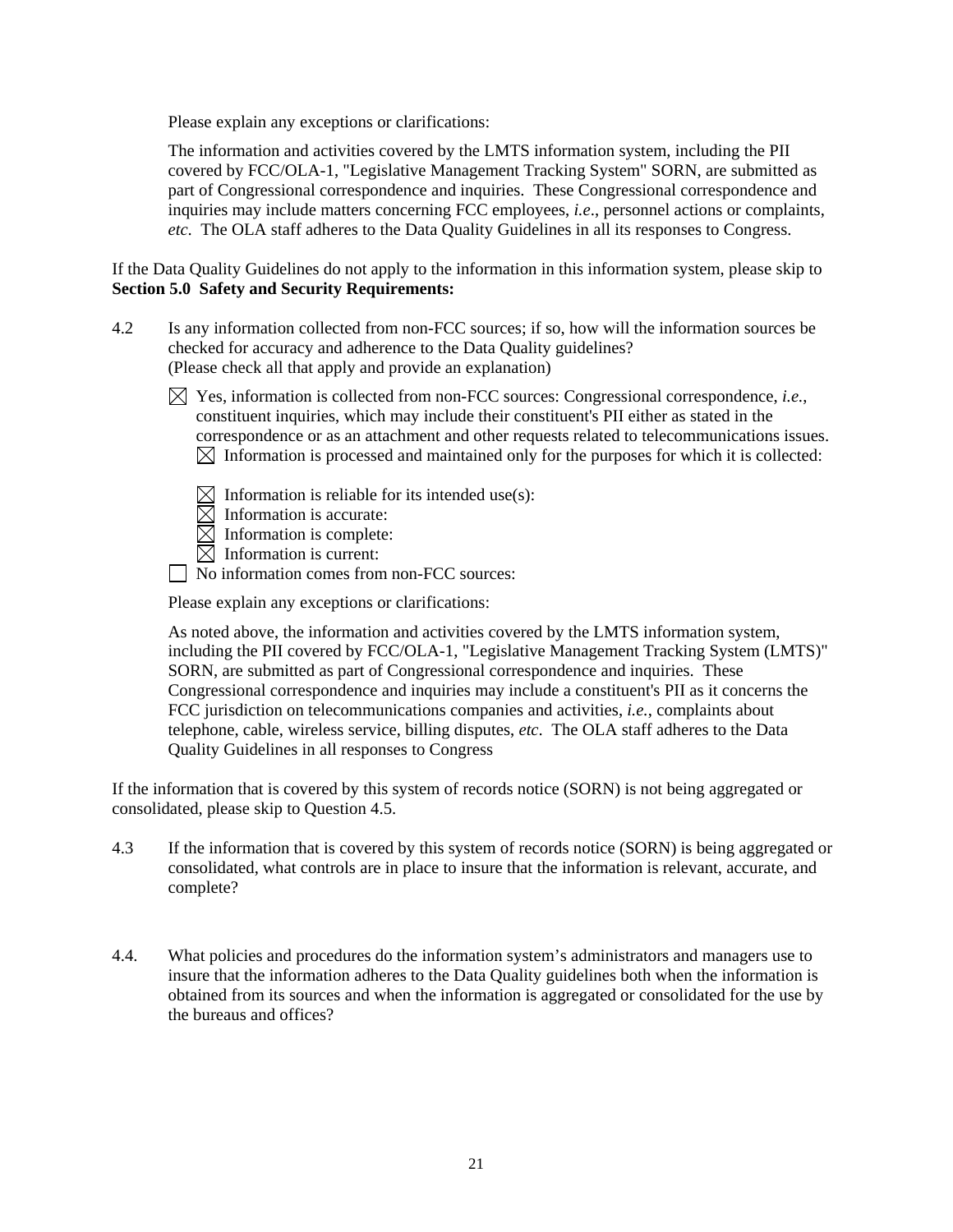Please explain any exceptions or clarifications:

The information and activities covered by the LMTS information system, including the PII covered by FCC/OLA-1, "Legislative Management Tracking System" SORN, are submitted as part of Congressional correspondence and inquiries. These Congressional correspondence and inquiries may include matters concerning FCC employees, *i.e*., personnel actions or complaints, *etc*. The OLA staff adheres to the Data Quality Guidelines in all its responses to Congress.

If the Data Quality Guidelines do not apply to the information in this information system, please skip to **Section 5.0 Safety and Security Requirements:**

4.2 Is any information collected from non-FCC sources; if so, how will the information sources be checked for accuracy and adherence to the Data Quality guidelines? (Please check all that apply and provide an explanation)

☒ Yes, information is collected from non-FCC sources: Congressional correspondence, *i.e.*, constituent inquiries, which may include their constituent's PII either as stated in the correspondence or as an attachment and other requests related to telecommunications issues.

- ☒ Information is processed and maintained only for the purposes for which it is collected:
- ☒ Information is reliable for its intended use(s):
- ☒ Information is accurate:
- ☒ Information is complete:
- ☒ Information is current:

☐ No information comes from non-FCC sources:

Please explain any exceptions or clarifications:

As noted above, the information and activities covered by the LMTS information system, including the PII covered by FCC/OLA-1, "Legislative Management Tracking System (LMTS)" SORN, are submitted as part of Congressional correspondence and inquiries. These Congressional correspondence and inquiries may include a constituent's PII as it concerns the FCC jurisdiction on telecommunications companies and activities, *i.e.*, complaints about telephone, cable, wireless service, billing disputes, *etc*. The OLA staff adheres to the Data Quality Guidelines in all responses to Congress

If the information that is covered by this system of records notice (SORN) is not being aggregated or consolidated, please skip to Question 4.5.

4.3 If the information that is covered by this system of records notice (SORN) is being aggregated or consolidated, what controls are in place to insure that the information is relevant, accurate, and complete?

4.4. What policies and procedures do the information system's administrators and managers use to insure that the information adheres to the Data Quality guidelines both when the information is obtained from its sources and when the information is aggregated or consolidated for the use by the bureaus and offices?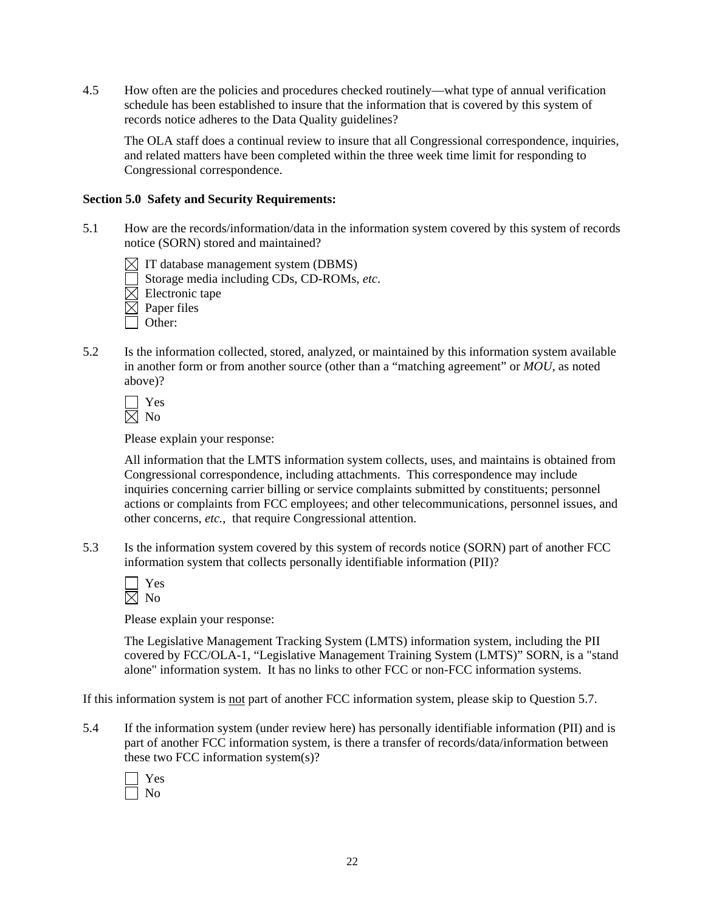4.5 How often are the policies and procedures checked routinely—what type of annual verification schedule has been established to insure that the information that is covered by this system of records notice adheres to the Data Quality guidelines?

The OLA staff does a continual review to insure that all Congressional correspondence, inquiries, and related matters have been completed within the three week time limit for responding to Congressional correspondence.

**Section 5.0 Safety and Security Requirements:**

5.1 How are the records/information/data in the information system covered by this system of records notice (SORN) stored and maintained?

☒ IT database management system (DBMS)
☐ Storage media including CDs, CD-ROMs, *etc*.
☒ Electronic tape
☒ Paper files
☐ Other:

5.2 Is the information collected, stored, analyzed, or maintained by this information system available in another form or from another source (other than a "matching agreement" or *MOU*, as noted above)?

☐ Yes
☒ No

Please explain your response:

All information that the LMTS information system collects, uses, and maintains is obtained from Congressional correspondence, including attachments. This correspondence may include inquiries concerning carrier billing or service complaints submitted by constituents; personnel actions or complaints from FCC employees; and other telecommunications, personnel issues, and other concerns, *etc.*, that require Congressional attention.

5.3 Is the information system covered by this system of records notice (SORN) part of another FCC information system that collects personally identifiable information (PII)?

☐ Yes
☒ No

Please explain your response:

The Legislative Management Tracking System (LMTS) information system, including the PII covered by FCC/OLA-1, "Legislative Management Training System (LMTS)" SORN, is a "stand alone" information system. It has no links to other FCC or non-FCC information systems.

If this information system is <u>not</u> part of another FCC information system, please skip to Question 5.7.

5.4 If the information system (under review here) has personally identifiable information (PII) and is part of another FCC information system, is there a transfer of records/data/information between these two FCC information system(s)?

☐ Yes
☐ No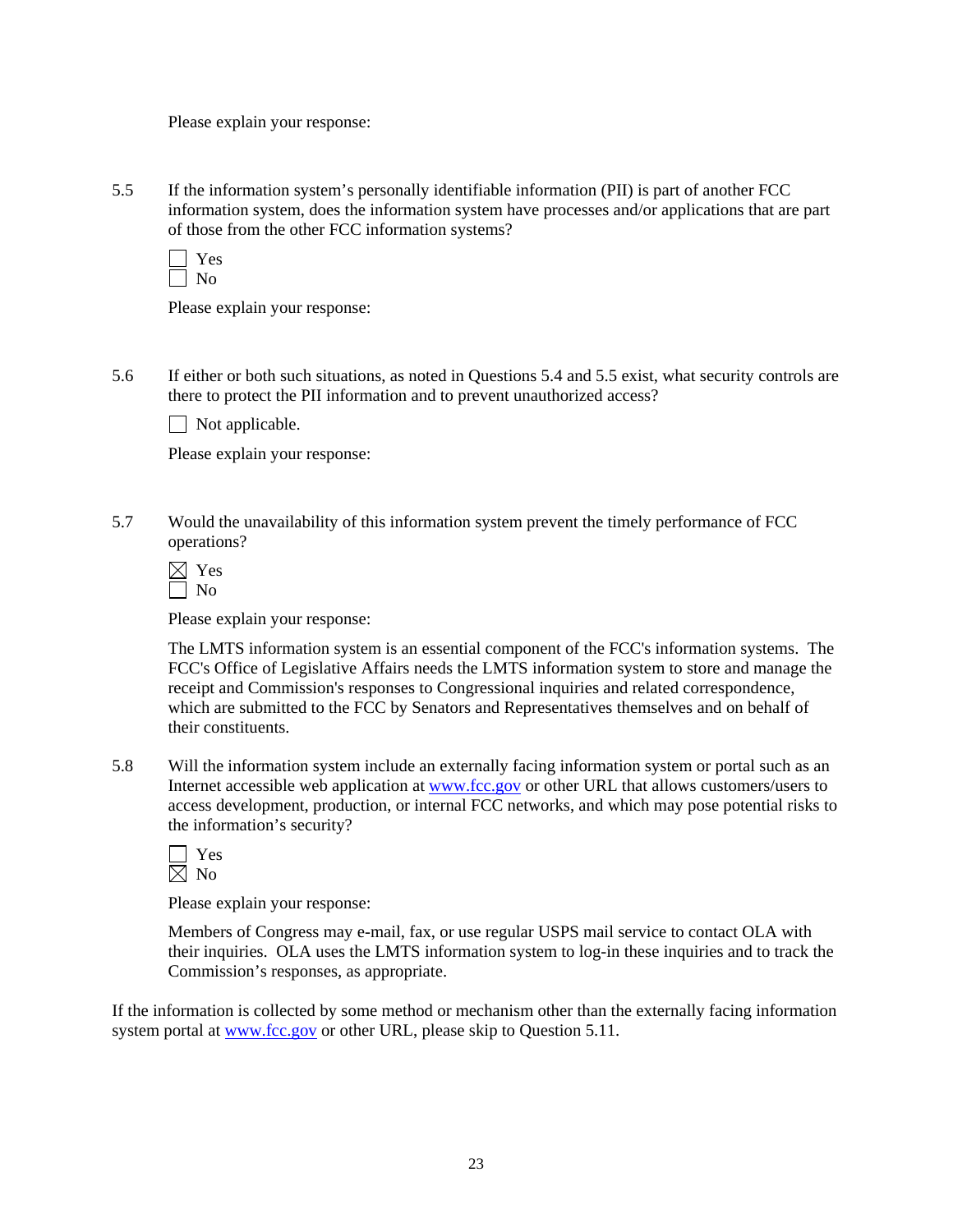Please explain your response:

5.5 If the information system's personally identifiable information (PII) is part of another FCC information system, does the information system have processes and/or applications that are part of those from the other FCC information systems?

☐ Yes
☐ No

Please explain your response:

5.6 If either or both such situations, as noted in Questions 5.4 and 5.5 exist, what security controls are there to protect the PII information and to prevent unauthorized access?

☐ Not applicable.

Please explain your response:

5.7 Would the unavailability of this information system prevent the timely performance of FCC operations?

☒ Yes
☐ No

Please explain your response:

The LMTS information system is an essential component of the FCC's information systems. The FCC's Office of Legislative Affairs needs the LMTS information system to store and manage the receipt and Commission's responses to Congressional inquiries and related correspondence, which are submitted to the FCC by Senators and Representatives themselves and on behalf of their constituents.

5.8 Will the information system include an externally facing information system or portal such as an Internet accessible web application at www.fcc.gov or other URL that allows customers/users to access development, production, or internal FCC networks, and which may pose potential risks to the information's security?

☐ Yes
☒ No

Please explain your response:

Members of Congress may e-mail, fax, or use regular USPS mail service to contact OLA with their inquiries. OLA uses the LMTS information system to log-in these inquiries and to track the Commission's responses, as appropriate.

If the information is collected by some method or mechanism other than the externally facing information system portal at www.fcc.gov or other URL, please skip to Question 5.11.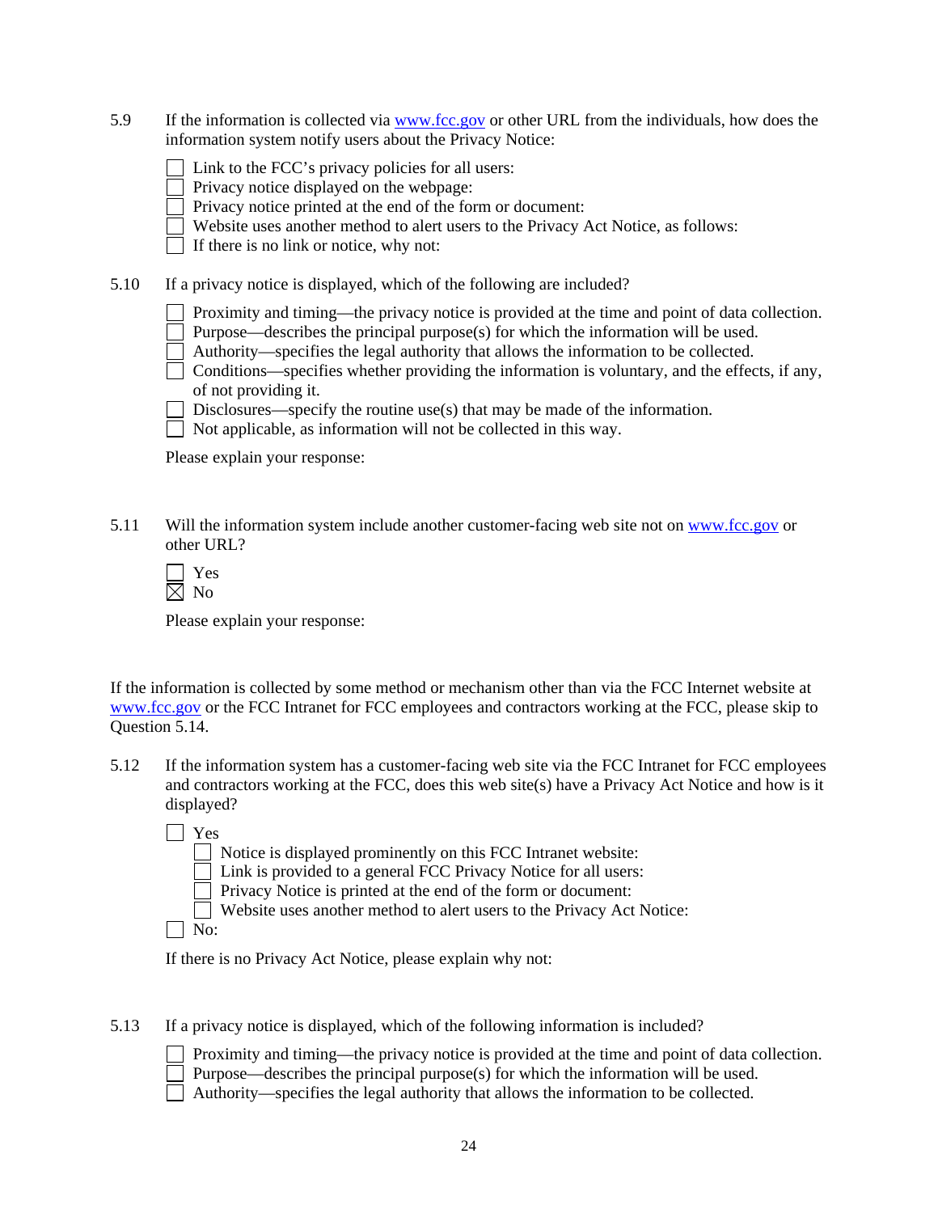5.9 If the information is collected via www.fcc.gov or other URL from the individuals, how does the information system notify users about the Privacy Notice:

- ☐ Link to the FCC's privacy policies for all users:
- ☐ Privacy notice displayed on the webpage:
- ☐ Privacy notice printed at the end of the form or document:
- ☐ Website uses another method to alert users to the Privacy Act Notice, as follows:
- ☐ If there is no link or notice, why not:

5.10 If a privacy notice is displayed, which of the following are included?

- ☐ Proximity and timing—the privacy notice is provided at the time and point of data collection.
- ☐ Purpose—describes the principal purpose(s) for which the information will be used.
- ☐ Authority—specifies the legal authority that allows the information to be collected.
- ☐ Conditions—specifies whether providing the information is voluntary, and the effects, if any, of not providing it.
- ☐ Disclosures—specify the routine use(s) that may be made of the information.
- ☐ Not applicable, as information will not be collected in this way.

Please explain your response:

5.11 Will the information system include another customer-facing web site not on www.fcc.gov or other URL?

- ☐ Yes
- ☒ No

Please explain your response:

If the information is collected by some method or mechanism other than via the FCC Internet website at www.fcc.gov or the FCC Intranet for FCC employees and contractors working at the FCC, please skip to Question 5.14.

5.12 If the information system has a customer-facing web site via the FCC Intranet for FCC employees and contractors working at the FCC, does this web site(s) have a Privacy Act Notice and how is it displayed?

- ☐ Yes
  - ☐ Notice is displayed prominently on this FCC Intranet website:
  - ☐ Link is provided to a general FCC Privacy Notice for all users:
  - ☐ Privacy Notice is printed at the end of the form or document:
  - ☐ Website uses another method to alert users to the Privacy Act Notice:
- ☐ No:

If there is no Privacy Act Notice, please explain why not:

5.13 If a privacy notice is displayed, which of the following information is included?

- ☐ Proximity and timing—the privacy notice is provided at the time and point of data collection.
- ☐ Purpose—describes the principal purpose(s) for which the information will be used.
- ☐ Authority—specifies the legal authority that allows the information to be collected.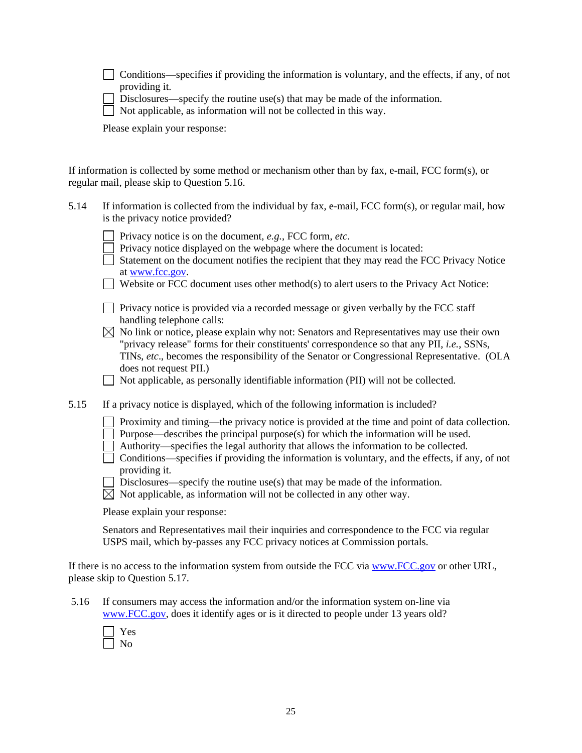- [ ] Conditions—specifies if providing the information is voluntary, and the effects, if any, of not providing it.
- [ ] Disclosures—specify the routine use(s) that may be made of the information.
- [ ] Not applicable, as information will not be collected in this way.

Please explain your response:

If information is collected by some method or mechanism other than by fax, e-mail, FCC form(s), or regular mail, please skip to Question 5.16.

5.14 If information is collected from the individual by fax, e-mail, FCC form(s), or regular mail, how is the privacy notice provided?

- [ ] Privacy notice is on the document, *e.g.*, FCC form, *etc*.
- [ ] Privacy notice displayed on the webpage where the document is located:
- [ ] Statement on the document notifies the recipient that they may read the FCC Privacy Notice at www.fcc.gov.
- [ ] Website or FCC document uses other method(s) to alert users to the Privacy Act Notice:
- [ ] Privacy notice is provided via a recorded message or given verbally by the FCC staff handling telephone calls:
- [x] No link or notice, please explain why not: Senators and Representatives may use their own "privacy release" forms for their constituents' correspondence so that any PII, *i.e.*, SSNs, TINs, *etc*., becomes the responsibility of the Senator or Congressional Representative. (OLA does not request PII.)
- [ ] Not applicable, as personally identifiable information (PII) will not be collected.

5.15 If a privacy notice is displayed, which of the following information is included?

- [ ] Proximity and timing—the privacy notice is provided at the time and point of data collection.
- [ ] Purpose—describes the principal purpose(s) for which the information will be used.
- [ ] Authority—specifies the legal authority that allows the information to be collected.
- [ ] Conditions—specifies if providing the information is voluntary, and the effects, if any, of not providing it.
- [ ] Disclosures—specify the routine use(s) that may be made of the information.
- [x] Not applicable, as information will not be collected in any other way.

Please explain your response:

Senators and Representatives mail their inquiries and correspondence to the FCC via regular USPS mail, which by-passes any FCC privacy notices at Commission portals.

If there is no access to the information system from outside the FCC via www.FCC.gov or other URL, please skip to Question 5.17.

5.16 If consumers may access the information and/or the information system on-line via www.FCC.gov, does it identify ages or is it directed to people under 13 years old?

- [ ] Yes
- [ ] No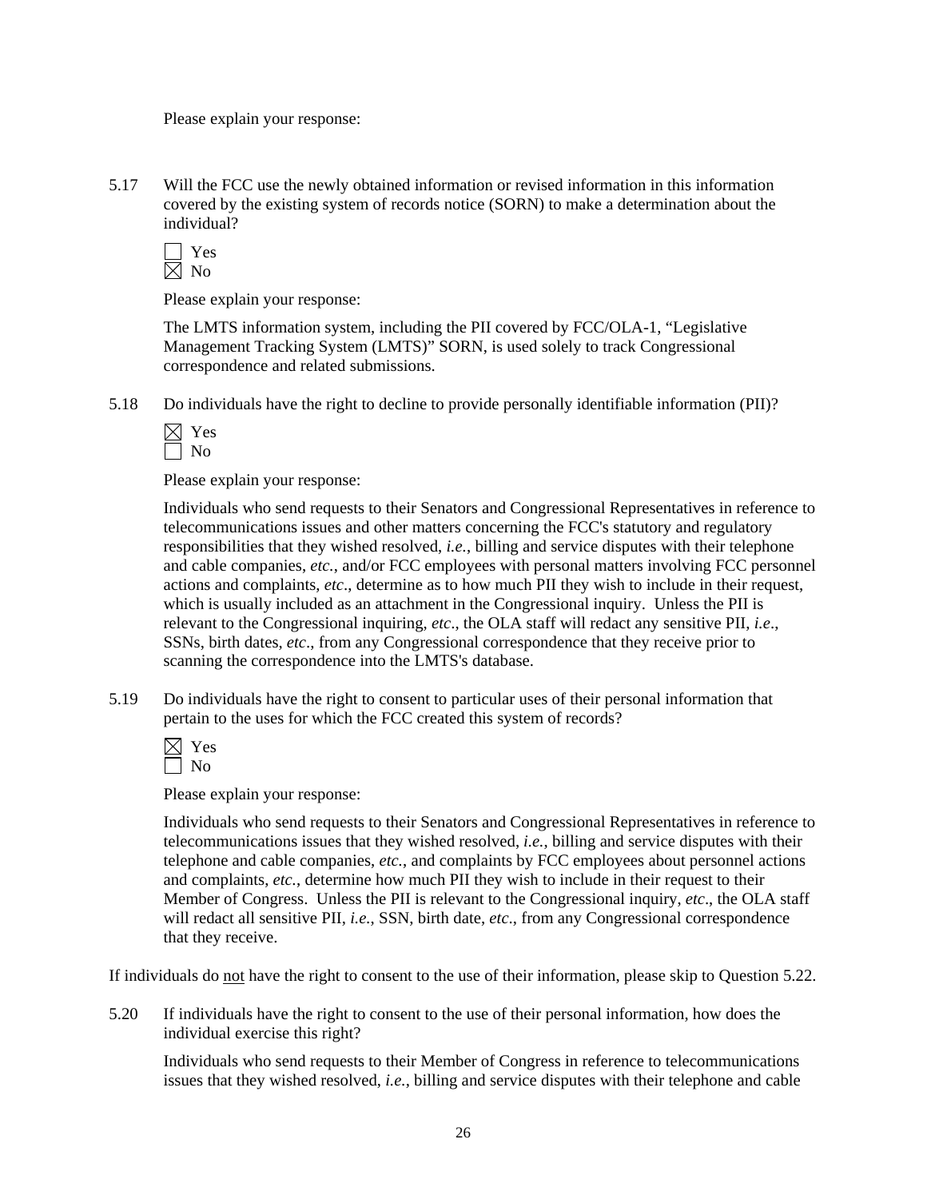Please explain your response:

5.17 Will the FCC use the newly obtained information or revised information in this information covered by the existing system of records notice (SORN) to make a determination about the individual?

☐ Yes
☒ No

Please explain your response:

The LMTS information system, including the PII covered by FCC/OLA-1, "Legislative Management Tracking System (LMTS)" SORN, is used solely to track Congressional correspondence and related submissions.

5.18 Do individuals have the right to decline to provide personally identifiable information (PII)?

☒ Yes
☐ No

Please explain your response:

Individuals who send requests to their Senators and Congressional Representatives in reference to telecommunications issues and other matters concerning the FCC's statutory and regulatory responsibilities that they wished resolved, *i.e.*, billing and service disputes with their telephone and cable companies, *etc.*, and/or FCC employees with personal matters involving FCC personnel actions and complaints, *etc*., determine as to how much PII they wish to include in their request, which is usually included as an attachment in the Congressional inquiry. Unless the PII is relevant to the Congressional inquiring, *etc*., the OLA staff will redact any sensitive PII, *i.e*., SSNs, birth dates, *etc*., from any Congressional correspondence that they receive prior to scanning the correspondence into the LMTS's database.

5.19 Do individuals have the right to consent to particular uses of their personal information that pertain to the uses for which the FCC created this system of records?

☒ Yes
☐ No

Please explain your response:

Individuals who send requests to their Senators and Congressional Representatives in reference to telecommunications issues that they wished resolved, *i.e.*, billing and service disputes with their telephone and cable companies, *etc.*, and complaints by FCC employees about personnel actions and complaints, *etc.*, determine how much PII they wish to include in their request to their Member of Congress. Unless the PII is relevant to the Congressional inquiry, *etc*., the OLA staff will redact all sensitive PII, *i.e.*, SSN, birth date, *etc*., from any Congressional correspondence that they receive.

If individuals do <u>not</u> have the right to consent to the use of their information, please skip to Question 5.22.

5.20 If individuals have the right to consent to the use of their personal information, how does the individual exercise this right?

Individuals who send requests to their Member of Congress in reference to telecommunications issues that they wished resolved, *i.e.*, billing and service disputes with their telephone and cable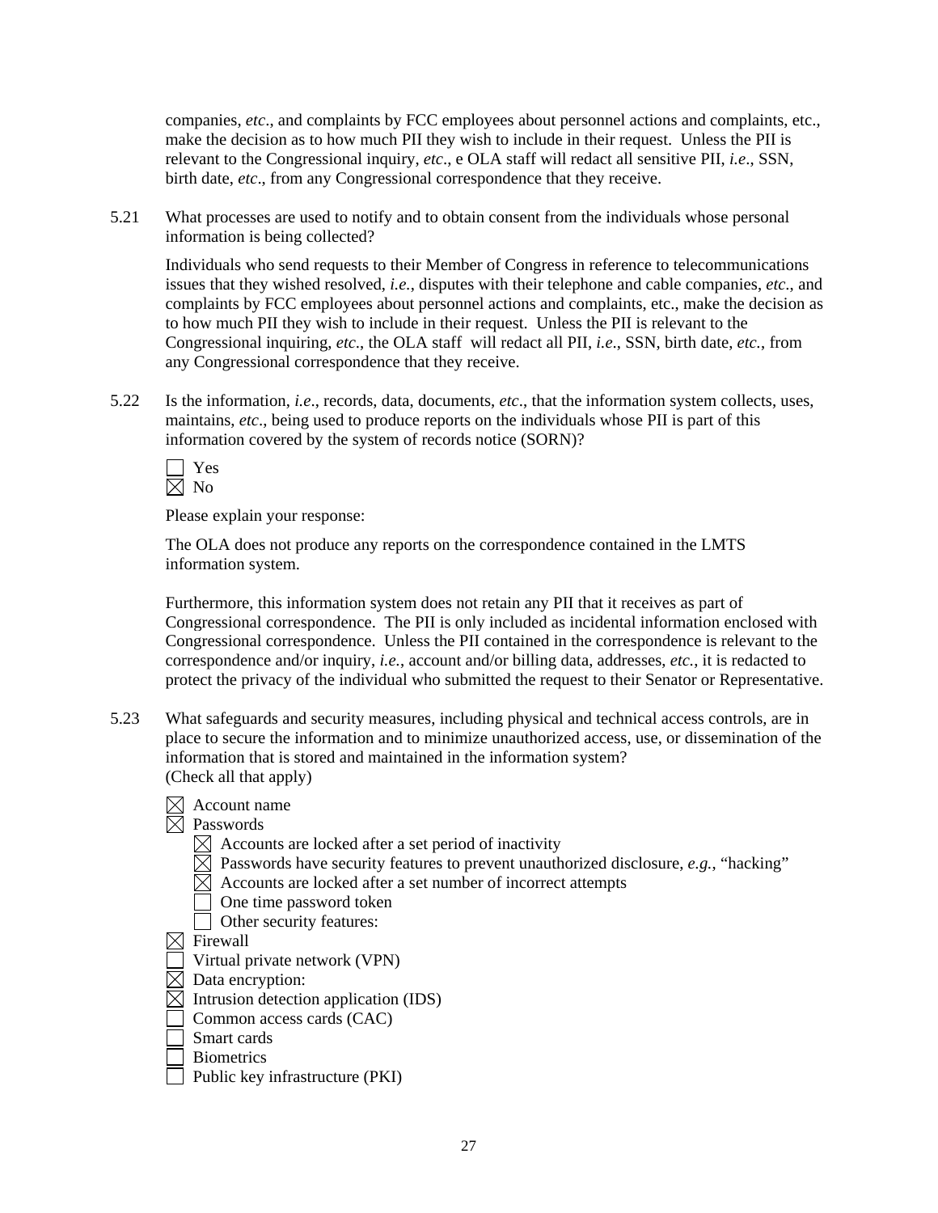companies, *etc*., and complaints by FCC employees about personnel actions and complaints, etc., make the decision as to how much PII they wish to include in their request. Unless the PII is relevant to the Congressional inquiry, *etc*., e OLA staff will redact all sensitive PII, *i.e*., SSN, birth date, *etc*., from any Congressional correspondence that they receive.

5.21 What processes are used to notify and to obtain consent from the individuals whose personal information is being collected?

Individuals who send requests to their Member of Congress in reference to telecommunications issues that they wished resolved, *i.e.*, disputes with their telephone and cable companies, *etc*., and complaints by FCC employees about personnel actions and complaints, etc., make the decision as to how much PII they wish to include in their request. Unless the PII is relevant to the Congressional inquiring, *etc*., the OLA staff will redact all PII, *i.e*., SSN, birth date, *etc.*, from any Congressional correspondence that they receive.

5.22 Is the information, *i.e*., records, data, documents, *etc*., that the information system collects, uses, maintains, *etc*., being used to produce reports on the individuals whose PII is part of this information covered by the system of records notice (SORN)?

☐ Yes
☒ No

Please explain your response:

The OLA does not produce any reports on the correspondence contained in the LMTS information system.

Furthermore, this information system does not retain any PII that it receives as part of Congressional correspondence. The PII is only included as incidental information enclosed with Congressional correspondence. Unless the PII contained in the correspondence is relevant to the correspondence and/or inquiry, *i.e.*, account and/or billing data, addresses, *etc.*, it is redacted to protect the privacy of the individual who submitted the request to their Senator or Representative.

5.23 What safeguards and security measures, including physical and technical access controls, are in place to secure the information and to minimize unauthorized access, use, or dissemination of the information that is stored and maintained in the information system?
(Check all that apply)

☒ Account name
☒ Passwords
  ☒ Accounts are locked after a set period of inactivity
  ☒ Passwords have security features to prevent unauthorized disclosure, *e.g.*, "hacking"
  ☒ Accounts are locked after a set number of incorrect attempts
  ☐ One time password token
  ☐ Other security features:
☒ Firewall
☐ Virtual private network (VPN)
☒ Data encryption:
☒ Intrusion detection application (IDS)
☐ Common access cards (CAC)
☐ Smart cards
☐ Biometrics
☐ Public key infrastructure (PKI)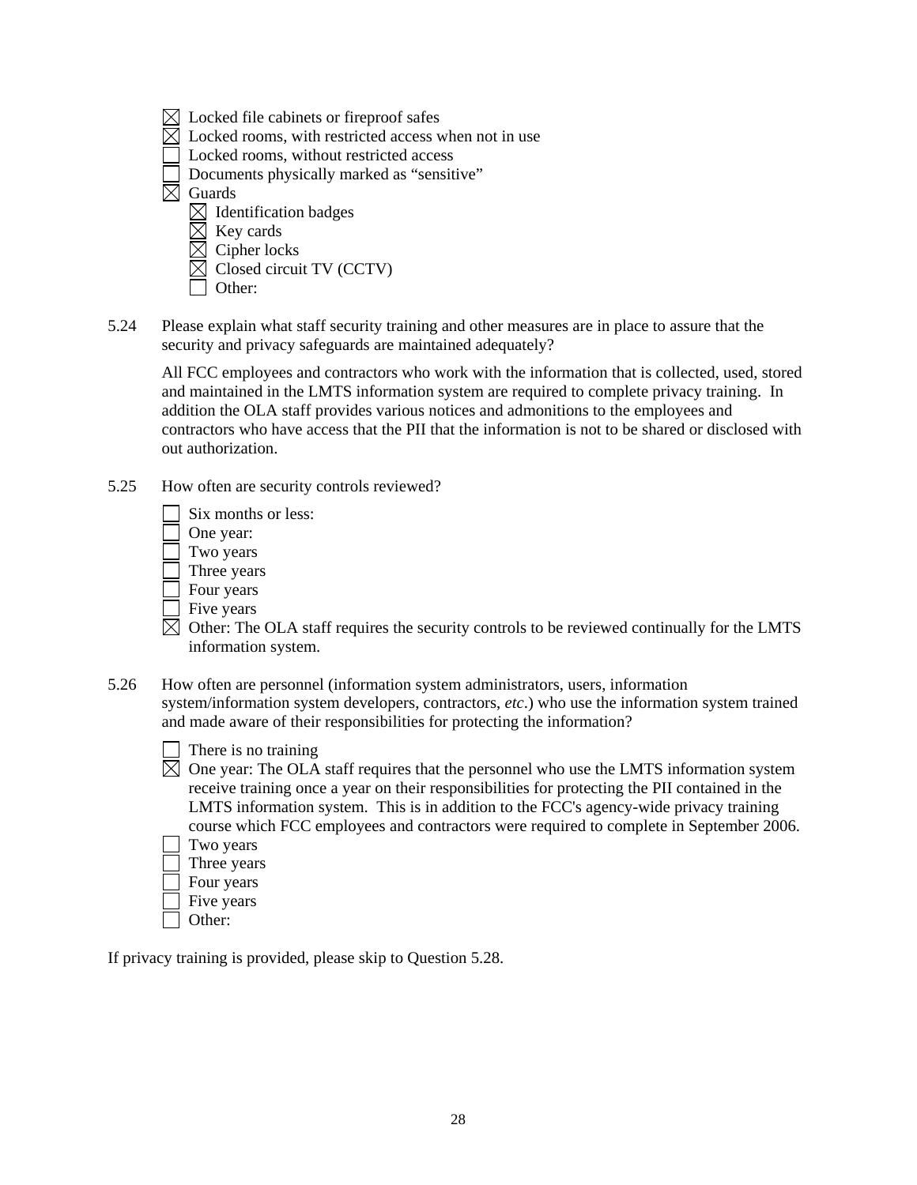- ☒ Locked file cabinets or fireproof safes
- ☒ Locked rooms, with restricted access when not in use
- ☐ Locked rooms, without restricted access
- ☐ Documents physically marked as "sensitive"
- ☒ Guards
  - ☒ Identification badges
  - ☒ Key cards
  - ☒ Cipher locks
  - ☒ Closed circuit TV (CCTV)
  - ☐ Other:

5.24 Please explain what staff security training and other measures are in place to assure that the security and privacy safeguards are maintained adequately?

All FCC employees and contractors who work with the information that is collected, used, stored and maintained in the LMTS information system are required to complete privacy training. In addition the OLA staff provides various notices and admonitions to the employees and contractors who have access that the PII that the information is not to be shared or disclosed with out authorization.

5.25 How often are security controls reviewed?

- ☐ Six months or less:
- ☐ One year:
- ☐ Two years
- ☐ Three years
- ☐ Four years
- ☐ Five years
- ☒ Other: The OLA staff requires the security controls to be reviewed continually for the LMTS information system.

5.26 How often are personnel (information system administrators, users, information system/information system developers, contractors, *etc*.) who use the information system trained and made aware of their responsibilities for protecting the information?

- ☐ There is no training
- ☒ One year: The OLA staff requires that the personnel who use the LMTS information system receive training once a year on their responsibilities for protecting the PII contained in the LMTS information system. This is in addition to the FCC's agency-wide privacy training course which FCC employees and contractors were required to complete in September 2006.
- ☐ Two years
- ☐ Three years
- ☐ Four years
- ☐ Five years
- ☐ Other:

If privacy training is provided, please skip to Question 5.28.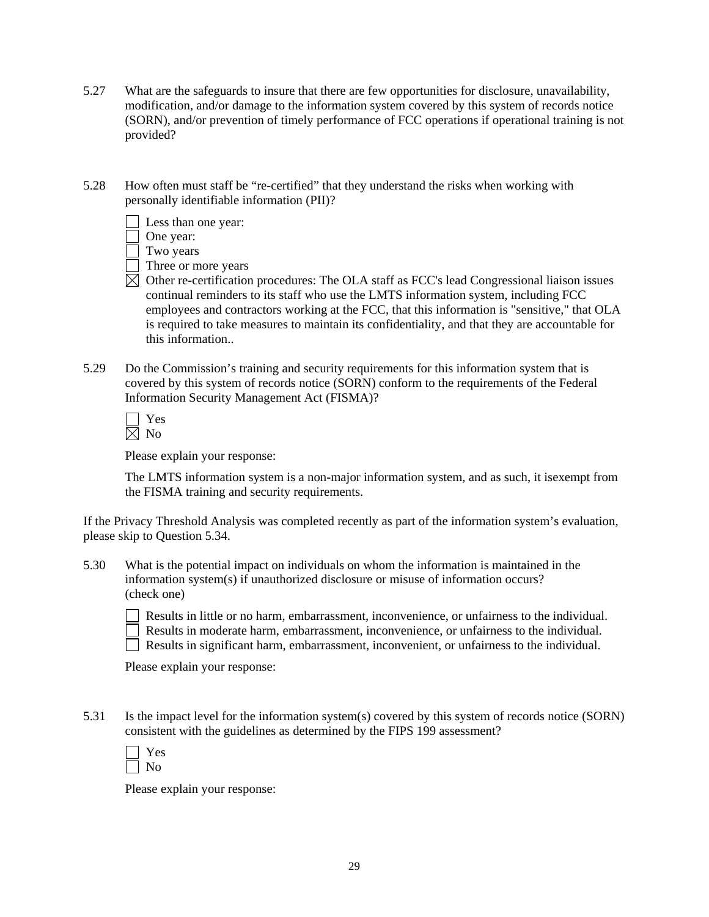5.27 What are the safeguards to insure that there are few opportunities for disclosure, unavailability, modification, and/or damage to the information system covered by this system of records notice (SORN), and/or prevention of timely performance of FCC operations if operational training is not provided?

5.28 How often must staff be "re-certified" that they understand the risks when working with personally identifiable information (PII)?

- ☐ Less than one year:
- ☐ One year:
- ☐ Two years
- ☐ Three or more years
- ☒ Other re-certification procedures: The OLA staff as FCC's lead Congressional liaison issues continual reminders to its staff who use the LMTS information system, including FCC employees and contractors working at the FCC, that this information is "sensitive," that OLA is required to take measures to maintain its confidentiality, and that they are accountable for this information..

5.29 Do the Commission's training and security requirements for this information system that is covered by this system of records notice (SORN) conform to the requirements of the Federal Information Security Management Act (FISMA)?

- ☐ Yes
- ☒ No

Please explain your response:

The LMTS information system is a non-major information system, and as such, it isexempt from the FISMA training and security requirements.

If the Privacy Threshold Analysis was completed recently as part of the information system's evaluation, please skip to Question 5.34.

5.30 What is the potential impact on individuals on whom the information is maintained in the information system(s) if unauthorized disclosure or misuse of information occurs? (check one)

- ☐ Results in little or no harm, embarrassment, inconvenience, or unfairness to the individual.
- ☐ Results in moderate harm, embarrassment, inconvenience, or unfairness to the individual.
- ☐ Results in significant harm, embarrassment, inconvenient, or unfairness to the individual.

Please explain your response:

5.31 Is the impact level for the information system(s) covered by this system of records notice (SORN) consistent with the guidelines as determined by the FIPS 199 assessment?

- ☐ Yes
- ☐ No

Please explain your response: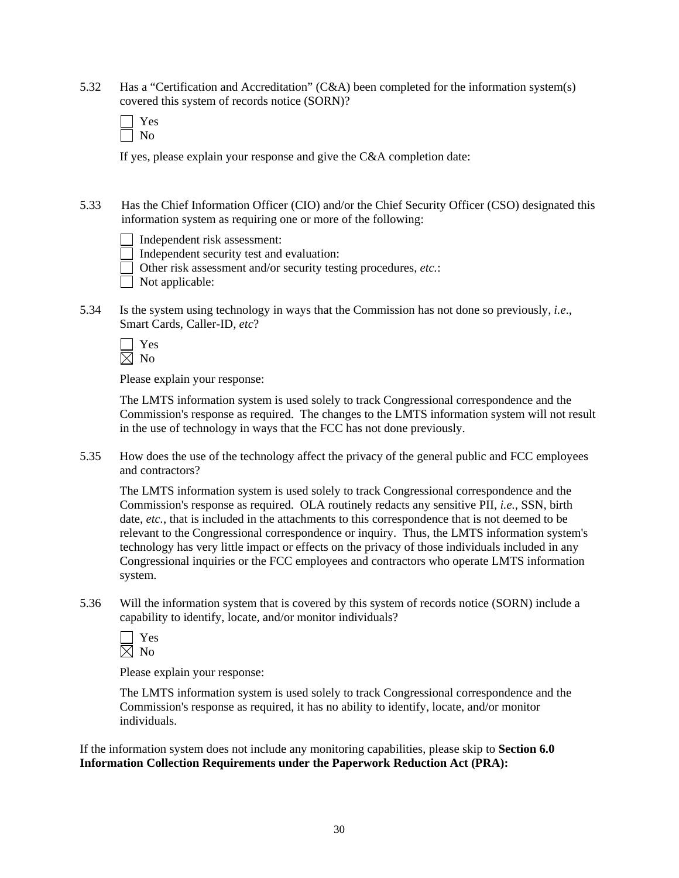5.32 Has a "Certification and Accreditation" (C&A) been completed for the information system(s) covered this system of records notice (SORN)?

☐ Yes
☐ No

If yes, please explain your response and give the C&A completion date:

5.33 Has the Chief Information Officer (CIO) and/or the Chief Security Officer (CSO) designated this information system as requiring one or more of the following:

☐ Independent risk assessment:
☐ Independent security test and evaluation:
☐ Other risk assessment and/or security testing procedures, *etc.*:
☐ Not applicable:

5.34 Is the system using technology in ways that the Commission has not done so previously, *i.e*., Smart Cards, Caller-ID, *etc*?

☐ Yes
☒ No

Please explain your response:

The LMTS information system is used solely to track Congressional correspondence and the Commission's response as required. The changes to the LMTS information system will not result in the use of technology in ways that the FCC has not done previously.

5.35 How does the use of the technology affect the privacy of the general public and FCC employees and contractors?

The LMTS information system is used solely to track Congressional correspondence and the Commission's response as required. OLA routinely redacts any sensitive PII, *i.e.*, SSN, birth date, *etc.*, that is included in the attachments to this correspondence that is not deemed to be relevant to the Congressional correspondence or inquiry. Thus, the LMTS information system's technology has very little impact or effects on the privacy of those individuals included in any Congressional inquiries or the FCC employees and contractors who operate LMTS information system.

5.36 Will the information system that is covered by this system of records notice (SORN) include a capability to identify, locate, and/or monitor individuals?

☐ Yes
☒ No

Please explain your response:

The LMTS information system is used solely to track Congressional correspondence and the Commission's response as required, it has no ability to identify, locate, and/or monitor individuals.

If the information system does not include any monitoring capabilities, please skip to **Section 6.0 Information Collection Requirements under the Paperwork Reduction Act (PRA):**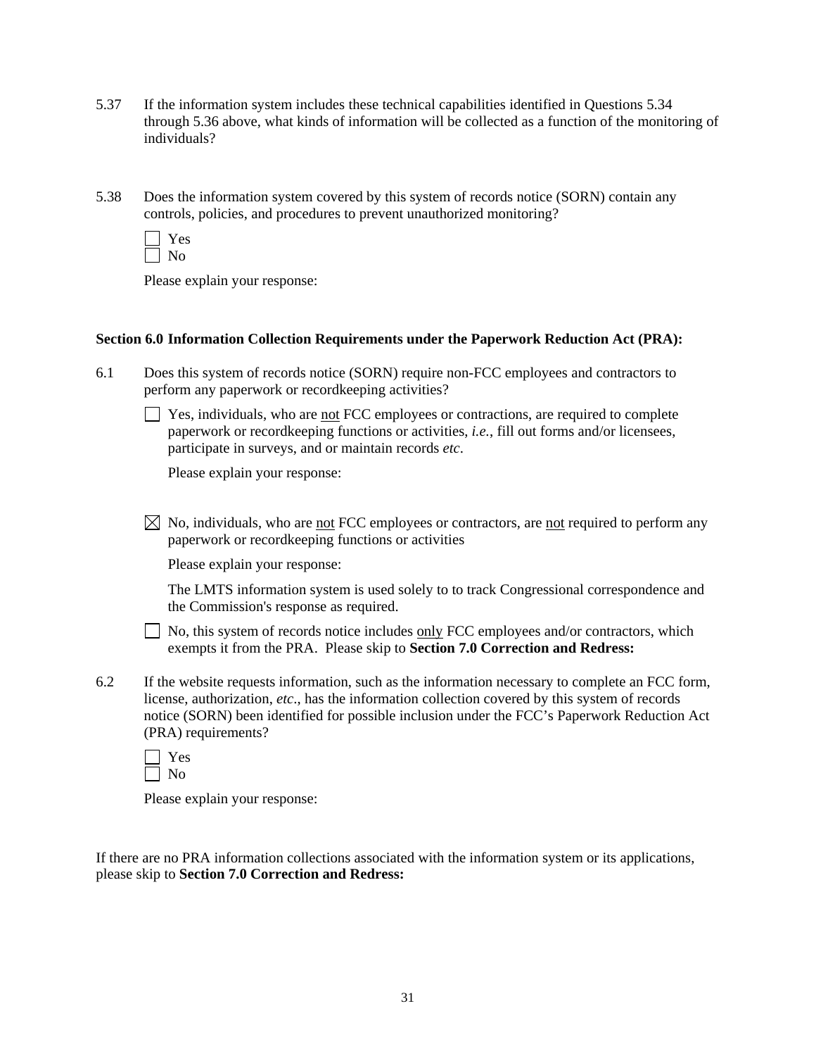5.37 If the information system includes these technical capabilities identified in Questions 5.34 through 5.36 above, what kinds of information will be collected as a function of the monitoring of individuals?

5.38 Does the information system covered by this system of records notice (SORN) contain any controls, policies, and procedures to prevent unauthorized monitoring?

☐ Yes
☐ No

Please explain your response:

**Section 6.0 Information Collection Requirements under the Paperwork Reduction Act (PRA):**

6.1 Does this system of records notice (SORN) require non-FCC employees and contractors to perform any paperwork or recordkeeping activities?

☐ Yes, individuals, who are not FCC employees or contractions, are required to complete paperwork or recordkeeping functions or activities, *i.e.*, fill out forms and/or licensees, participate in surveys, and or maintain records *etc*.

Please explain your response:

☒ No, individuals, who are not FCC employees or contractors, are not required to perform any paperwork or recordkeeping functions or activities

Please explain your response:

The LMTS information system is used solely to to track Congressional correspondence and the Commission's response as required.

☐ No, this system of records notice includes only FCC employees and/or contractors, which exempts it from the PRA. Please skip to **Section 7.0 Correction and Redress:**

6.2 If the website requests information, such as the information necessary to complete an FCC form, license, authorization, *etc*., has the information collection covered by this system of records notice (SORN) been identified for possible inclusion under the FCC's Paperwork Reduction Act (PRA) requirements?

☐ Yes
☐ No

Please explain your response:

If there are no PRA information collections associated with the information system or its applications, please skip to **Section 7.0 Correction and Redress:**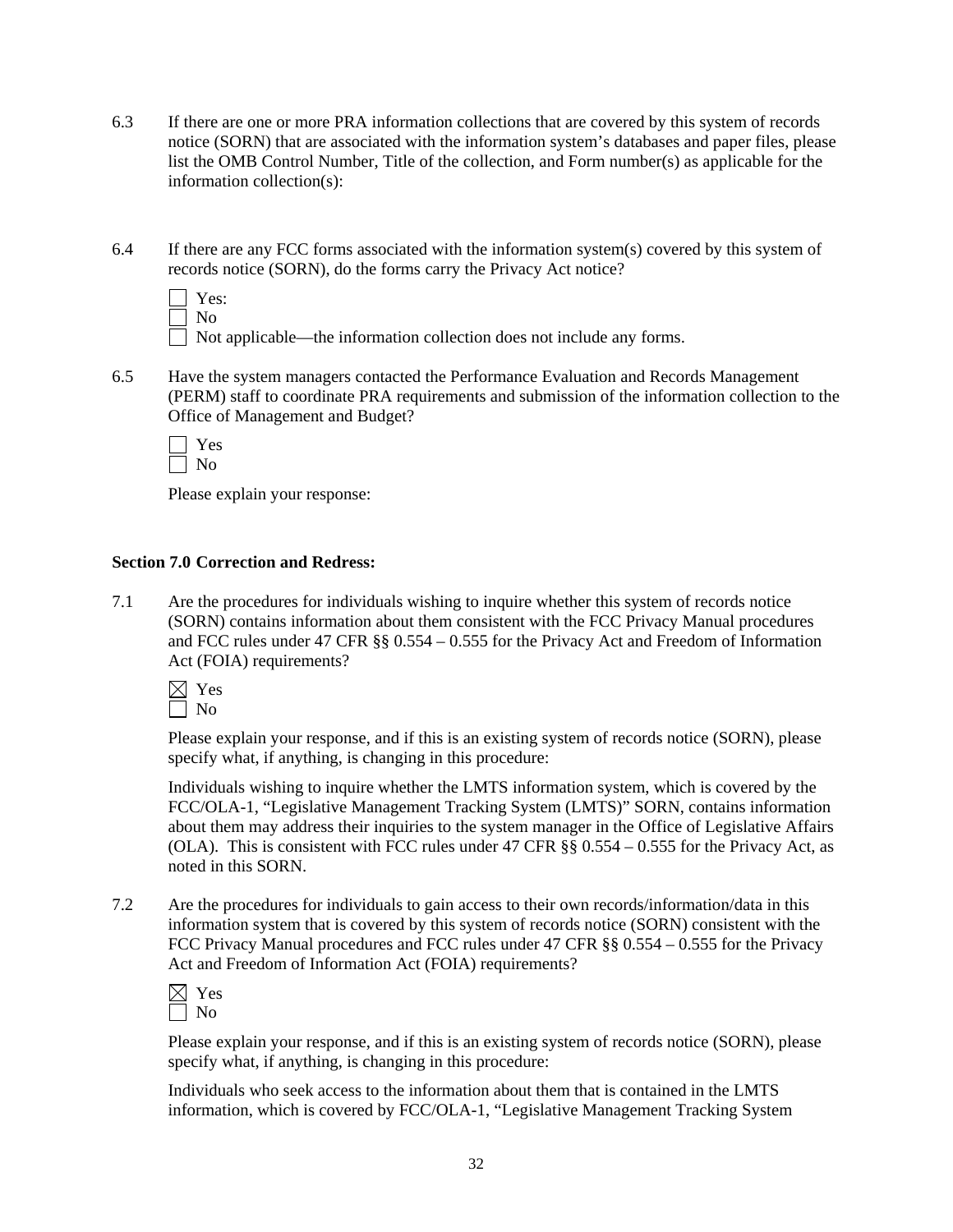6.3 If there are one or more PRA information collections that are covered by this system of records notice (SORN) that are associated with the information system's databases and paper files, please list the OMB Control Number, Title of the collection, and Form number(s) as applicable for the information collection(s):

6.4 If there are any FCC forms associated with the information system(s) covered by this system of records notice (SORN), do the forms carry the Privacy Act notice?

☐ Yes:
☐ No
☐ Not applicable—the information collection does not include any forms.

6.5 Have the system managers contacted the Performance Evaluation and Records Management (PERM) staff to coordinate PRA requirements and submission of the information collection to the Office of Management and Budget?

☐ Yes
☐ No

Please explain your response:

**Section 7.0 Correction and Redress:**

7.1 Are the procedures for individuals wishing to inquire whether this system of records notice (SORN) contains information about them consistent with the FCC Privacy Manual procedures and FCC rules under 47 CFR §§ 0.554 – 0.555 for the Privacy Act and Freedom of Information Act (FOIA) requirements?

☒ Yes
☐ No

Please explain your response, and if this is an existing system of records notice (SORN), please specify what, if anything, is changing in this procedure:

Individuals wishing to inquire whether the LMTS information system, which is covered by the FCC/OLA-1, "Legislative Management Tracking System (LMTS)" SORN, contains information about them may address their inquiries to the system manager in the Office of Legislative Affairs (OLA). This is consistent with FCC rules under 47 CFR §§ 0.554 – 0.555 for the Privacy Act, as noted in this SORN.

7.2 Are the procedures for individuals to gain access to their own records/information/data in this information system that is covered by this system of records notice (SORN) consistent with the FCC Privacy Manual procedures and FCC rules under 47 CFR §§ 0.554 – 0.555 for the Privacy Act and Freedom of Information Act (FOIA) requirements?

☒ Yes
☐ No

Please explain your response, and if this is an existing system of records notice (SORN), please specify what, if anything, is changing in this procedure:

Individuals who seek access to the information about them that is contained in the LMTS information, which is covered by FCC/OLA-1, "Legislative Management Tracking System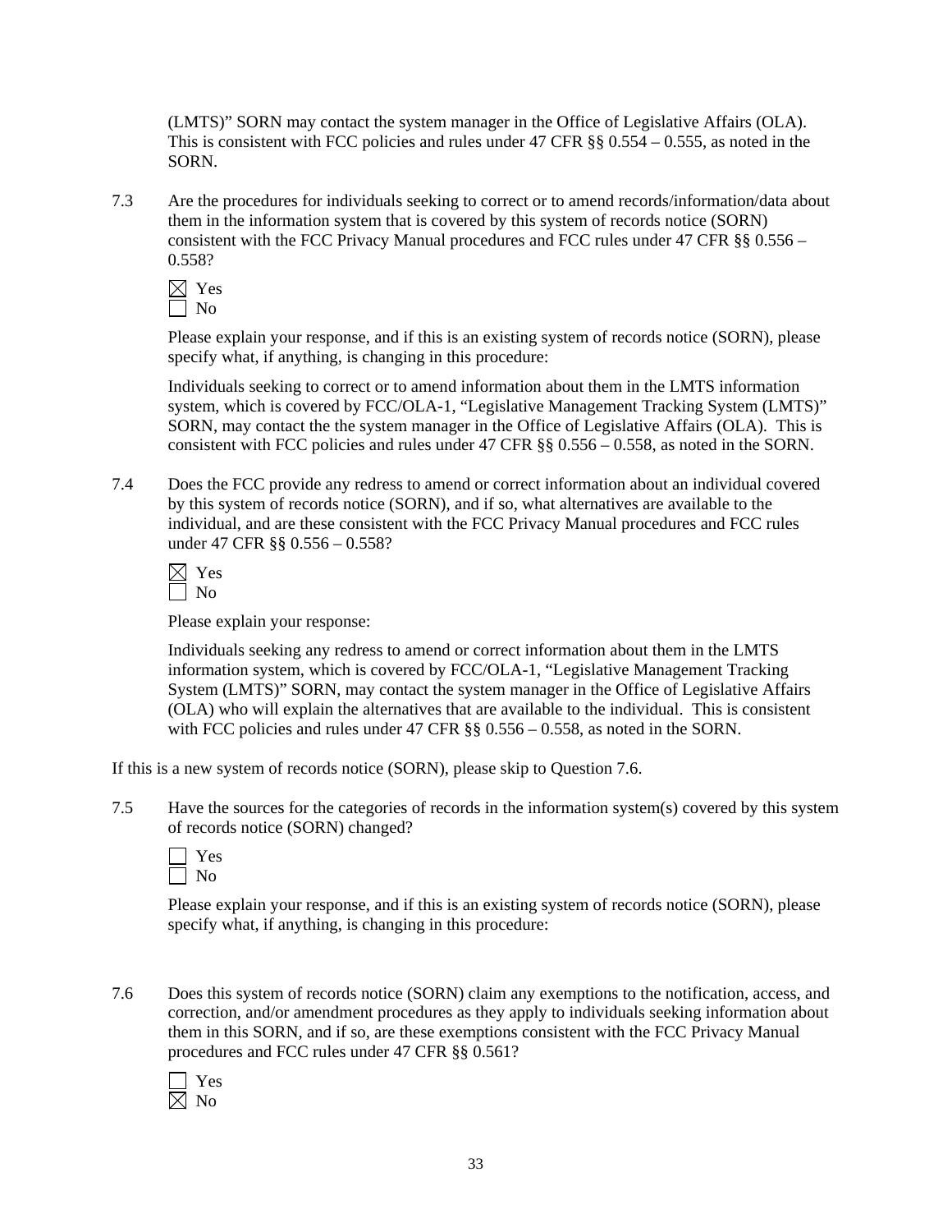(LMTS)" SORN may contact the system manager in the Office of Legislative Affairs (OLA). This is consistent with FCC policies and rules under 47 CFR §§ 0.554 – 0.555, as noted in the SORN.

7.3 Are the procedures for individuals seeking to correct or to amend records/information/data about them in the information system that is covered by this system of records notice (SORN) consistent with the FCC Privacy Manual procedures and FCC rules under 47 CFR §§ 0.556 – 0.558?

☒ Yes
☐ No

Please explain your response, and if this is an existing system of records notice (SORN), please specify what, if anything, is changing in this procedure:

Individuals seeking to correct or to amend information about them in the LMTS information system, which is covered by FCC/OLA-1, "Legislative Management Tracking System (LMTS)" SORN, may contact the the system manager in the Office of Legislative Affairs (OLA). This is consistent with FCC policies and rules under 47 CFR §§ 0.556 – 0.558, as noted in the SORN.

7.4 Does the FCC provide any redress to amend or correct information about an individual covered by this system of records notice (SORN), and if so, what alternatives are available to the individual, and are these consistent with the FCC Privacy Manual procedures and FCC rules under 47 CFR §§ 0.556 – 0.558?

☒ Yes
☐ No

Please explain your response:

Individuals seeking any redress to amend or correct information about them in the LMTS information system, which is covered by FCC/OLA-1, "Legislative Management Tracking System (LMTS)" SORN, may contact the system manager in the Office of Legislative Affairs (OLA) who will explain the alternatives that are available to the individual. This is consistent with FCC policies and rules under 47 CFR §§ 0.556 – 0.558, as noted in the SORN.

If this is a new system of records notice (SORN), please skip to Question 7.6.

7.5 Have the sources for the categories of records in the information system(s) covered by this system of records notice (SORN) changed?

☐ Yes
☐ No

Please explain your response, and if this is an existing system of records notice (SORN), please specify what, if anything, is changing in this procedure:

7.6 Does this system of records notice (SORN) claim any exemptions to the notification, access, and correction, and/or amendment procedures as they apply to individuals seeking information about them in this SORN, and if so, are these exemptions consistent with the FCC Privacy Manual procedures and FCC rules under 47 CFR §§ 0.561?

☐ Yes
☒ No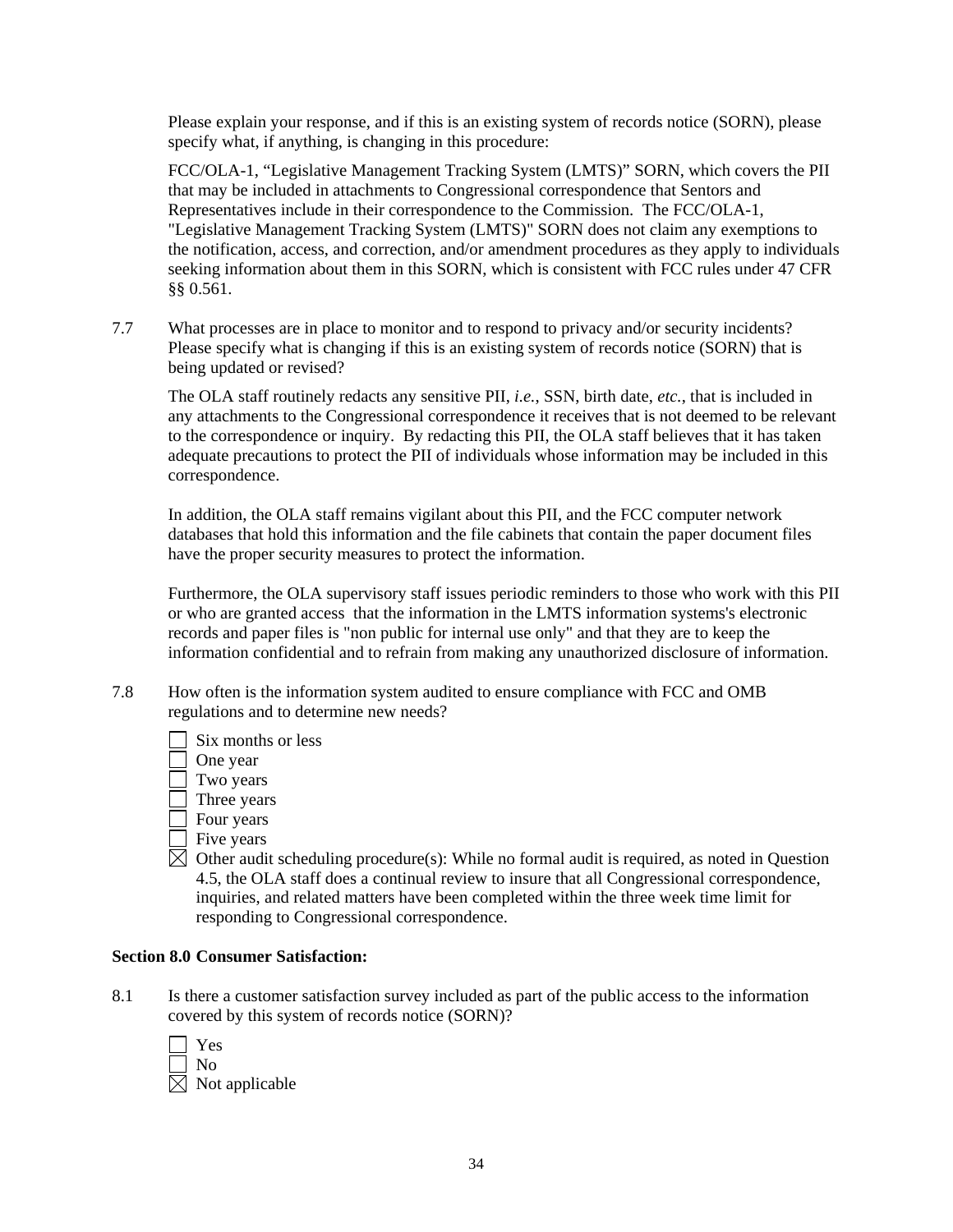Please explain your response, and if this is an existing system of records notice (SORN), please specify what, if anything, is changing in this procedure:

FCC/OLA-1, "Legislative Management Tracking System (LMTS)" SORN, which covers the PII that may be included in attachments to Congressional correspondence that Sentors and Representatives include in their correspondence to the Commission. The FCC/OLA-1, "Legislative Management Tracking System (LMTS)" SORN does not claim any exemptions to the notification, access, and correction, and/or amendment procedures as they apply to individuals seeking information about them in this SORN, which is consistent with FCC rules under 47 CFR §§ 0.561.

7.7 What processes are in place to monitor and to respond to privacy and/or security incidents? Please specify what is changing if this is an existing system of records notice (SORN) that is being updated or revised?

The OLA staff routinely redacts any sensitive PII, *i.e.*, SSN, birth date, *etc.*, that is included in any attachments to the Congressional correspondence it receives that is not deemed to be relevant to the correspondence or inquiry. By redacting this PII, the OLA staff believes that it has taken adequate precautions to protect the PII of individuals whose information may be included in this correspondence.

In addition, the OLA staff remains vigilant about this PII, and the FCC computer network databases that hold this information and the file cabinets that contain the paper document files have the proper security measures to protect the information.

Furthermore, the OLA supervisory staff issues periodic reminders to those who work with this PII or who are granted access that the information in the LMTS information systems's electronic records and paper files is "non public for internal use only" and that they are to keep the information confidential and to refrain from making any unauthorized disclosure of information.

7.8 How often is the information system audited to ensure compliance with FCC and OMB regulations and to determine new needs?

- ☐ Six months or less
- ☐ One year
- ☐ Two years
- ☐ Three years
- ☐ Four years
- ☐ Five years
- ☒ Other audit scheduling procedure(s): While no formal audit is required, as noted in Question 4.5, the OLA staff does a continual review to insure that all Congressional correspondence, inquiries, and related matters have been completed within the three week time limit for responding to Congressional correspondence.

**Section 8.0 Consumer Satisfaction:**

8.1 Is there a customer satisfaction survey included as part of the public access to the information covered by this system of records notice (SORN)?

- ☐ Yes
- ☐ No
- ☒ Not applicable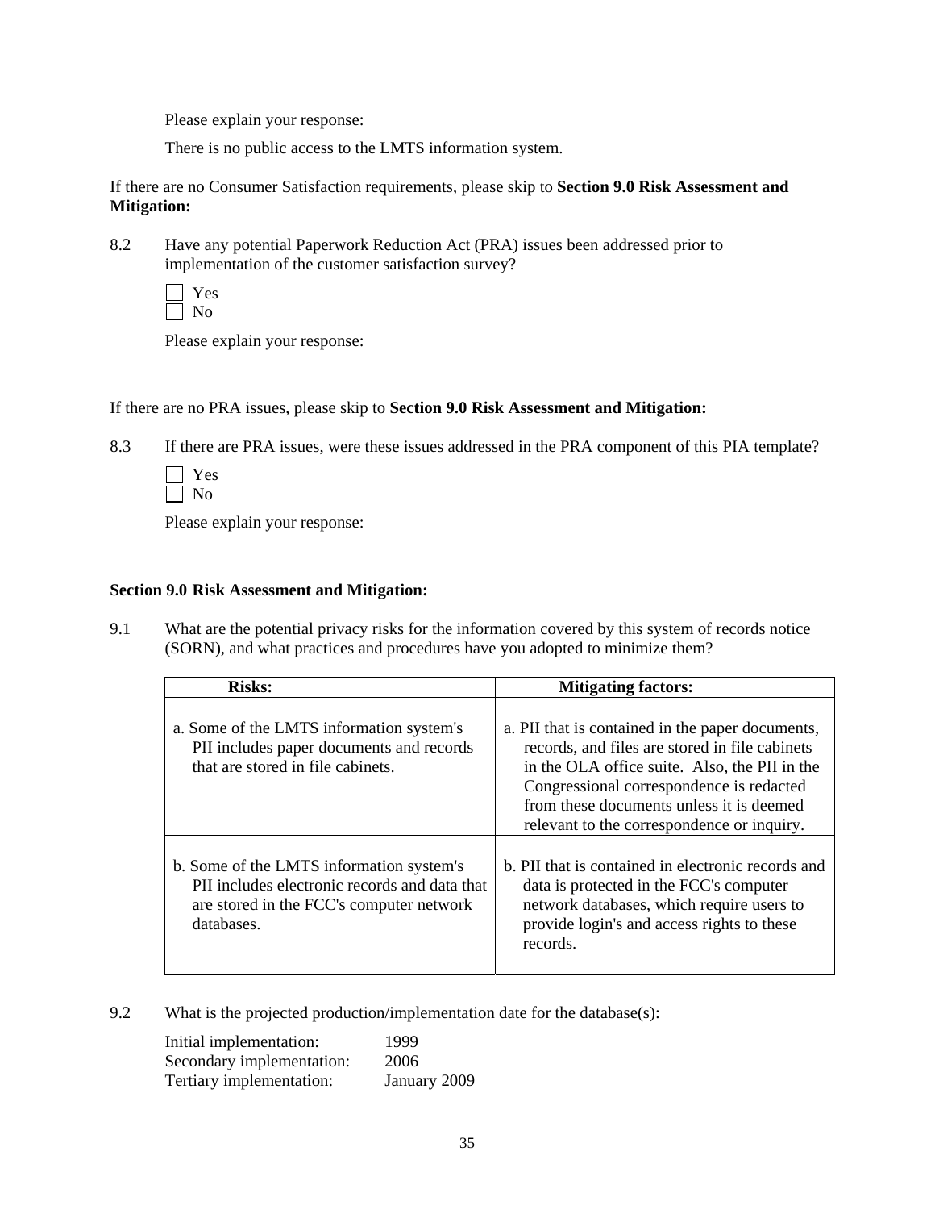Please explain your response:

There is no public access to the LMTS information system.

If there are no Consumer Satisfaction requirements, please skip to **Section 9.0 Risk Assessment and Mitigation:**

8.2 Have any potential Paperwork Reduction Act (PRA) issues been addressed prior to implementation of the customer satisfaction survey?

☐ Yes
☐ No

Please explain your response:

If there are no PRA issues, please skip to **Section 9.0 Risk Assessment and Mitigation:**

8.3 If there are PRA issues, were these issues addressed in the PRA component of this PIA template?

☐ Yes
☐ No

Please explain your response:

**Section 9.0 Risk Assessment and Mitigation:**

9.1 What are the potential privacy risks for the information covered by this system of records notice (SORN), and what practices and procedures have you adopted to minimize them?

| Risks: | Mitigating factors: |
| --- | --- |
| a. Some of the LMTS information system's PII includes paper documents and records that are stored in file cabinets. | a. PII that is contained in the paper documents, records, and files are stored in file cabinets in the OLA office suite. Also, the PII in the Congressional correspondence is redacted from these documents unless it is deemed relevant to the correspondence or inquiry. |
| b. Some of the LMTS information system's PII includes electronic records and data that are stored in the FCC's computer network databases. | b. PII that is contained in electronic records and data is protected in the FCC's computer network databases, which require users to provide login's and access rights to these records. |

9.2 What is the projected production/implementation date for the database(s):

Initial implementation: 1999
Secondary implementation: 2006
Tertiary implementation: January 2009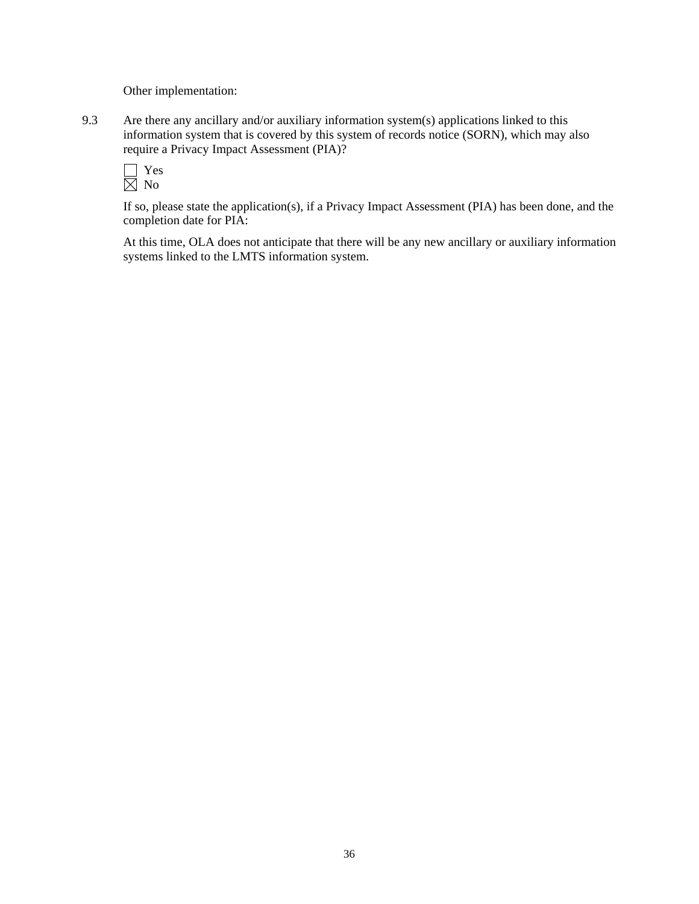Other implementation:

9.3 Are there any ancillary and/or auxiliary information system(s) applications linked to this information system that is covered by this system of records notice (SORN), which may also require a Privacy Impact Assessment (PIA)?

☐ Yes
☒ No

If so, please state the application(s), if a Privacy Impact Assessment (PIA) has been done, and the completion date for PIA:

At this time, OLA does not anticipate that there will be any new ancillary or auxiliary information systems linked to the LMTS information system.